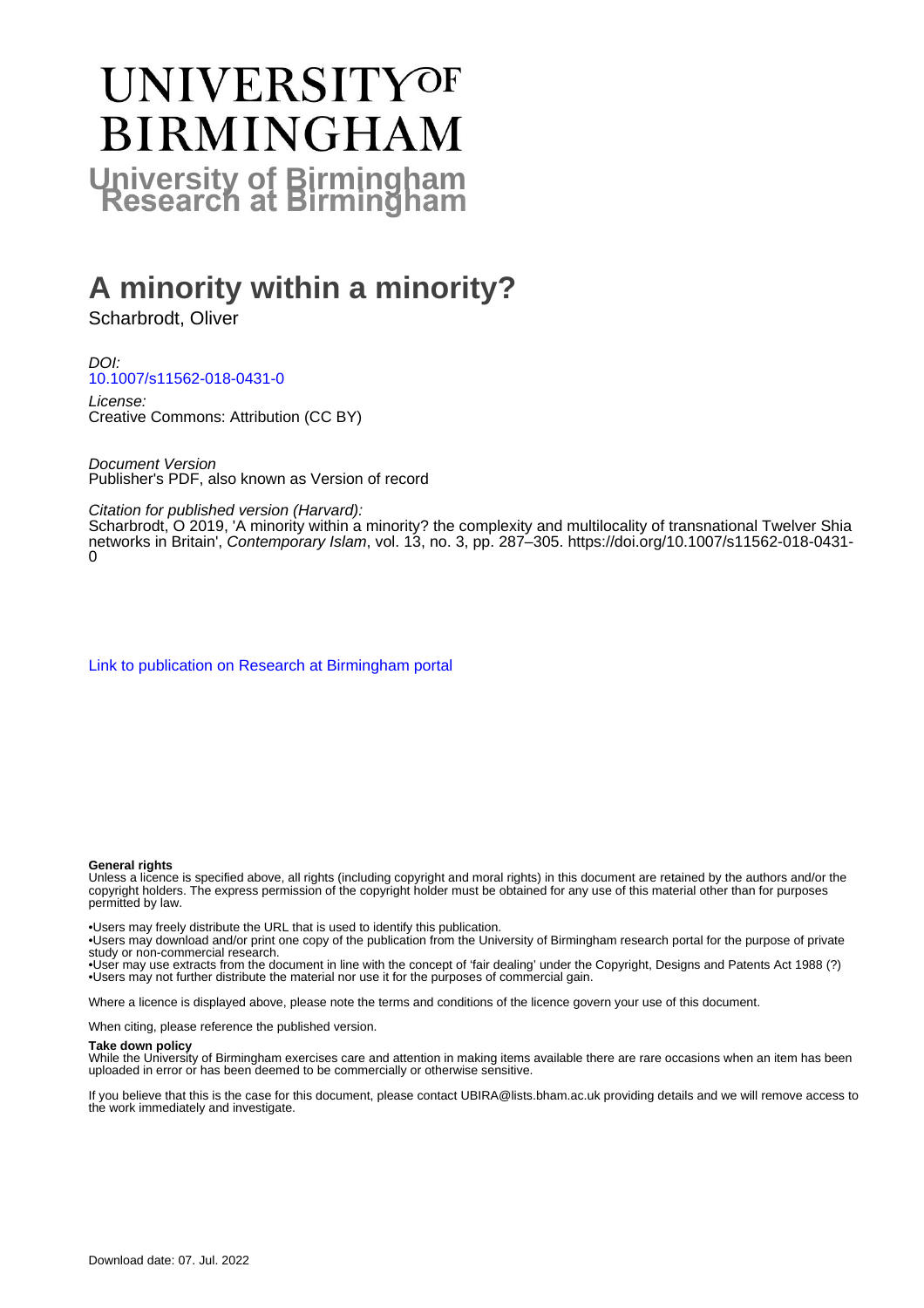# UNIVERSITY OF BIRMINGHAM

## University of Birmingham Research at Birmingham

# A minority within a minority?

Scharbrodt, Oliver

*DOI:*
10.1007/s11562-018-0431-0

*License:*
Creative Commons: Attribution (CC BY)

*Document Version*
Publisher's PDF, also known as Version of record

*Citation for published version (Harvard):*
Scharbrodt, O 2019, 'A minority within a minority? the complexity and multilocality of transnational Twelver Shia networks in Britain', *Contemporary Islam*, vol. 13, no. 3, pp. 287–305. https://doi.org/10.1007/s11562-018-0431-0

Link to publication on Research at Birmingham portal

**General rights**
Unless a licence is specified above, all rights (including copyright and moral rights) in this document are retained by the authors and/or the copyright holders. The express permission of the copyright holder must be obtained for any use of this material other than for purposes permitted by law.

•Users may freely distribute the URL that is used to identify this publication.
•Users may download and/or print one copy of the publication from the University of Birmingham research portal for the purpose of private study or non-commercial research.
•User may use extracts from the document in line with the concept of 'fair dealing' under the Copyright, Designs and Patents Act 1988 (?)
•Users may not further distribute the material nor use it for the purposes of commercial gain.

Where a licence is displayed above, please note the terms and conditions of the licence govern your use of this document.

When citing, please reference the published version.

**Take down policy**
While the University of Birmingham exercises care and attention in making items available there are rare occasions when an item has been uploaded in error or has been deemed to be commercially or otherwise sensitive.

If you believe that this is the case for this document, please contact UBIRA@lists.bham.ac.uk providing details and we will remove access to the work immediately and investigate.

Download date: 07. Jul. 2022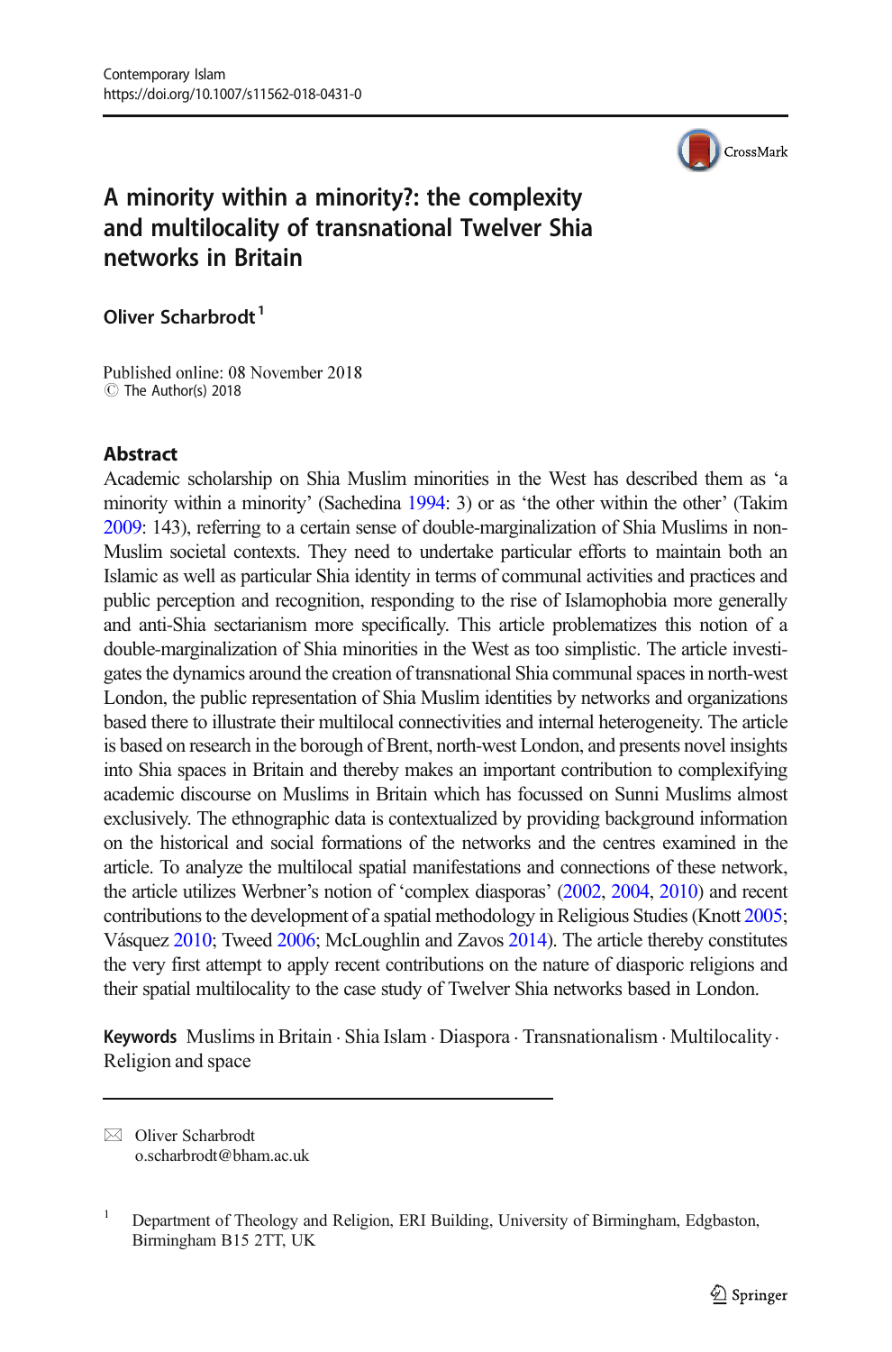# A minority within a minority?: the complexity and multilocality of transnational Twelver Shia networks in Britain

**Oliver Scharbrodt**[1]

Published online: 08 November 2018
© The Author(s) 2018

## Abstract

Academic scholarship on Shia Muslim minorities in the West has described them as 'a minority within a minority' (Sachedina 1994: 3) or as 'the other within the other' (Takim 2009: 143), referring to a certain sense of double-marginalization of Shia Muslims in non-Muslim societal contexts. They need to undertake particular efforts to maintain both an Islamic as well as particular Shia identity in terms of communal activities and practices and public perception and recognition, responding to the rise of Islamophobia more generally and anti-Shia sectarianism more specifically. This article problematizes this notion of a double-marginalization of Shia minorities in the West as too simplistic. The article investigates the dynamics around the creation of transnational Shia communal spaces in north-west London, the public representation of Shia Muslim identities by networks and organizations based there to illustrate their multilocal connectivities and internal heterogeneity. The article is based on research in the borough of Brent, north-west London, and presents novel insights into Shia spaces in Britain and thereby makes an important contribution to complexifying academic discourse on Muslims in Britain which has focussed on Sunni Muslims almost exclusively. The ethnographic data is contextualized by providing background information on the historical and social formations of the networks and the centres examined in the article. To analyze the multilocal spatial manifestations and connections of these network, the article utilizes Werbner's notion of 'complex diasporas' (2002, 2004, 2010) and recent contributions to the development of a spatial methodology in Religious Studies (Knott 2005; Vásquez 2010; Tweed 2006; McLoughlin and Zavos 2014). The article thereby constitutes the very first attempt to apply recent contributions on the nature of diasporic religions and their spatial multilocality to the case study of Twelver Shia networks based in London.

**Keywords** Muslims in Britain · Shia Islam · Diaspora · Transnationalism · Multilocality · Religion and space

---

✉ Oliver Scharbrodt
o.scharbrodt@bham.ac.uk

[1] Department of Theology and Religion, ERI Building, University of Birmingham, Edgbaston, Birmingham B15 2TT, UK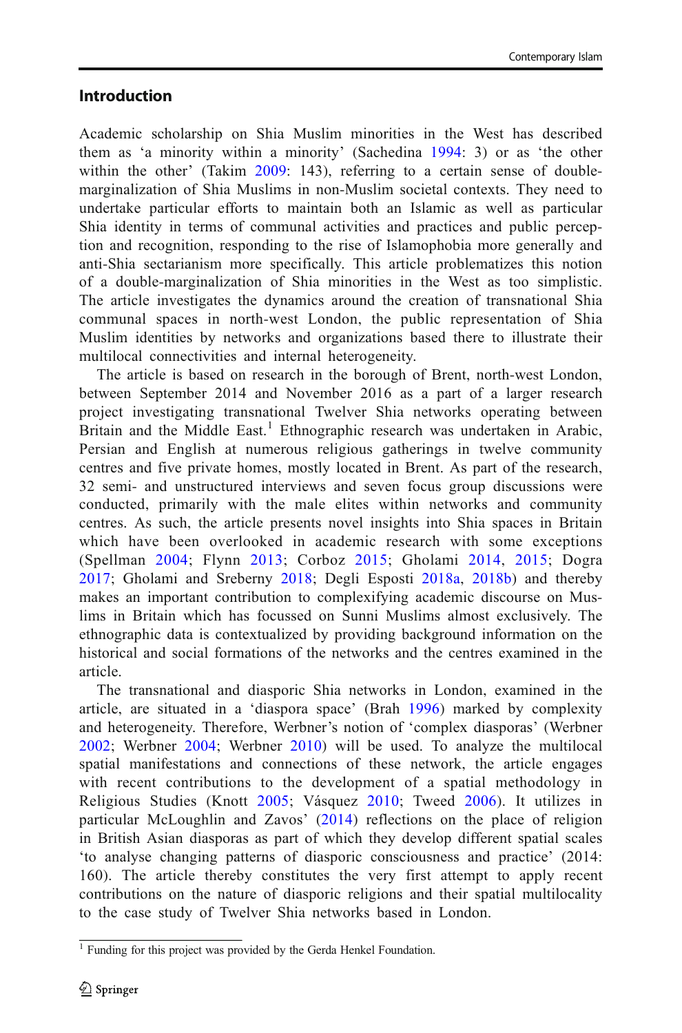## Introduction

Academic scholarship on Shia Muslim minorities in the West has described them as 'a minority within a minority' (Sachedina 1994: 3) or as 'the other within the other' (Takim 2009: 143), referring to a certain sense of double-marginalization of Shia Muslims in non-Muslim societal contexts. They need to undertake particular efforts to maintain both an Islamic as well as particular Shia identity in terms of communal activities and practices and public perception and recognition, responding to the rise of Islamophobia more generally and anti-Shia sectarianism more specifically. This article problematizes this notion of a double-marginalization of Shia minorities in the West as too simplistic. The article investigates the dynamics around the creation of transnational Shia communal spaces in north-west London, the public representation of Shia Muslim identities by networks and organizations based there to illustrate their multilocal connectivities and internal heterogeneity.

The article is based on research in the borough of Brent, north-west London, between September 2014 and November 2016 as a part of a larger research project investigating transnational Twelver Shia networks operating between Britain and the Middle East.[1] Ethnographic research was undertaken in Arabic, Persian and English at numerous religious gatherings in twelve community centres and five private homes, mostly located in Brent. As part of the research, 32 semi- and unstructured interviews and seven focus group discussions were conducted, primarily with the male elites within networks and community centres. As such, the article presents novel insights into Shia spaces in Britain which have been overlooked in academic research with some exceptions (Spellman 2004; Flynn 2013; Corboz 2015; Gholami 2014, 2015; Dogra 2017; Gholami and Sreberny 2018; Degli Esposti 2018a, 2018b) and thereby makes an important contribution to complexifying academic discourse on Muslims in Britain which has focussed on Sunni Muslims almost exclusively. The ethnographic data is contextualized by providing background information on the historical and social formations of the networks and the centres examined in the article.

The transnational and diasporic Shia networks in London, examined in the article, are situated in a 'diaspora space' (Brah 1996) marked by complexity and heterogeneity. Therefore, Werbner's notion of 'complex diasporas' (Werbner 2002; Werbner 2004; Werbner 2010) will be used. To analyze the multilocal spatial manifestations and connections of these network, the article engages with recent contributions to the development of a spatial methodology in Religious Studies (Knott 2005; Vásquez 2010; Tweed 2006). It utilizes in particular McLoughlin and Zavos' (2014) reflections on the place of religion in British Asian diasporas as part of which they develop different spatial scales 'to analyse changing patterns of diasporic consciousness and practice' (2014: 160). The article thereby constitutes the very first attempt to apply recent contributions on the nature of diasporic religions and their spatial multilocality to the case study of Twelver Shia networks based in London.

[1] Funding for this project was provided by the Gerda Henkel Foundation.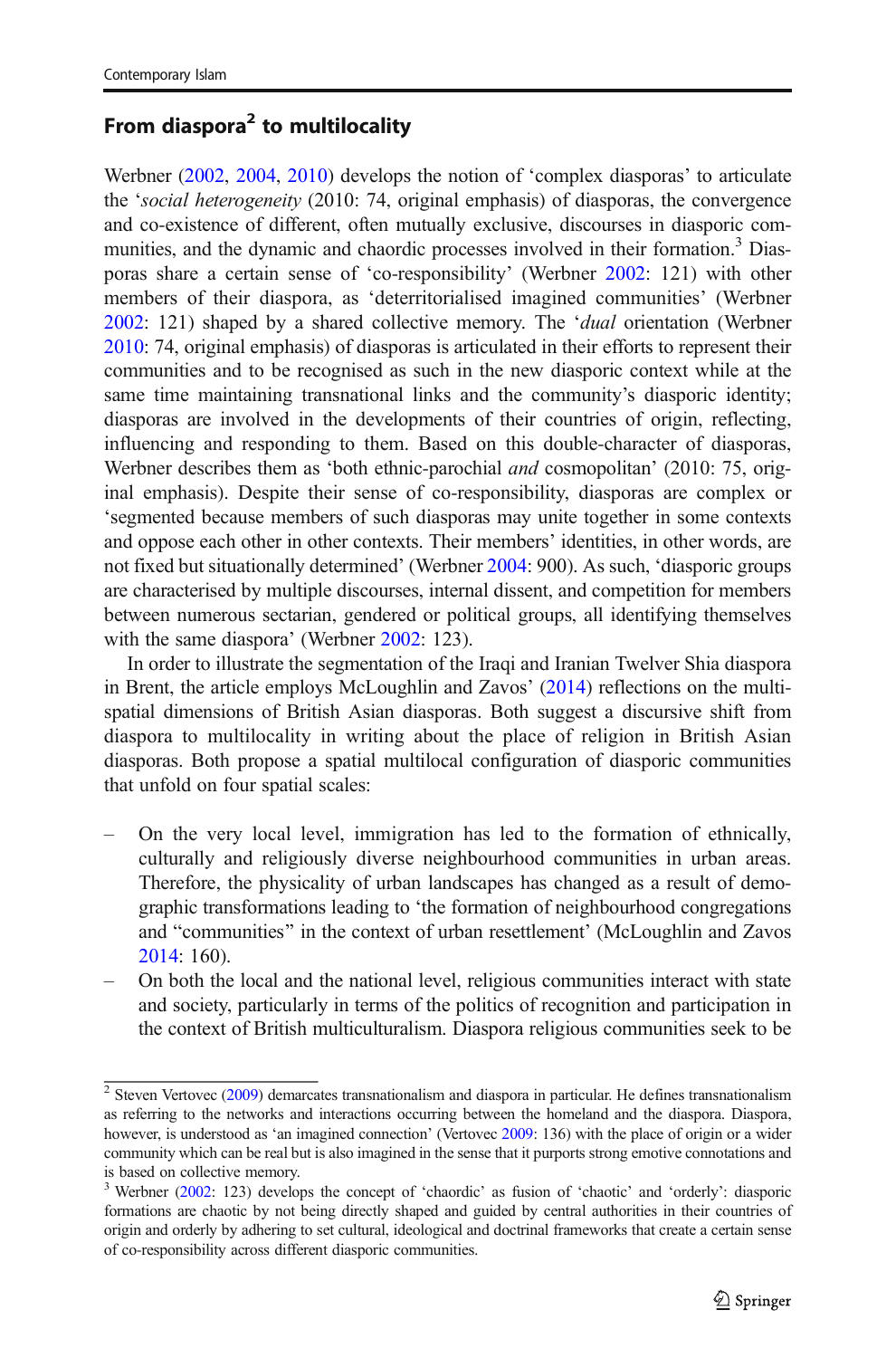## From diaspora[2] to multilocality

Werbner (2002, 2004, 2010) develops the notion of 'complex diasporas' to articulate the '*social heterogeneity* (2010: 74, original emphasis) of diasporas, the convergence and co-existence of different, often mutually exclusive, discourses in diasporic communities, and the dynamic and chaordic processes involved in their formation.[3] Diasporas share a certain sense of 'co-responsibility' (Werbner 2002: 121) with other members of their diaspora, as 'deterritorialised imagined communities' (Werbner 2002: 121) shaped by a shared collective memory. The '*dual* orientation (Werbner 2010: 74, original emphasis) of diasporas is articulated in their efforts to represent their communities and to be recognised as such in the new diasporic context while at the same time maintaining transnational links and the community's diasporic identity; diasporas are involved in the developments of their countries of origin, reflecting, influencing and responding to them. Based on this double-character of diasporas, Werbner describes them as 'both ethnic-parochial *and* cosmopolitan' (2010: 75, original emphasis). Despite their sense of co-responsibility, diasporas are complex or 'segmented because members of such diasporas may unite together in some contexts and oppose each other in other contexts. Their members' identities, in other words, are not fixed but situationally determined' (Werbner 2004: 900). As such, 'diasporic groups are characterised by multiple discourses, internal dissent, and competition for members between numerous sectarian, gendered or political groups, all identifying themselves with the same diaspora' (Werbner 2002: 123).

In order to illustrate the segmentation of the Iraqi and Iranian Twelver Shia diaspora in Brent, the article employs McLoughlin and Zavos' (2014) reflections on the multi-spatial dimensions of British Asian diasporas. Both suggest a discursive shift from diaspora to multilocality in writing about the place of religion in British Asian diasporas. Both propose a spatial multilocal configuration of diasporic communities that unfold on four spatial scales:

- On the very local level, immigration has led to the formation of ethnically, culturally and religiously diverse neighbourhood communities in urban areas. Therefore, the physicality of urban landscapes has changed as a result of demographic transformations leading to 'the formation of neighbourhood congregations and "communities" in the context of urban resettlement' (McLoughlin and Zavos 2014: 160).
- On both the local and the national level, religious communities interact with state and society, particularly in terms of the politics of recognition and participation in the context of British multiculturalism. Diaspora religious communities seek to be

[2] Steven Vertovec (2009) demarcates transnationalism and diaspora in particular. He defines transnationalism as referring to the networks and interactions occurring between the homeland and the diaspora. Diaspora, however, is understood as 'an imagined connection' (Vertovec 2009: 136) with the place of origin or a wider community which can be real but is also imagined in the sense that it purports strong emotive connotations and is based on collective memory.

[3] Werbner (2002: 123) develops the concept of 'chaordic' as fusion of 'chaotic' and 'orderly': diasporic formations are chaotic by not being directly shaped and guided by central authorities in their countries of origin and orderly by adhering to set cultural, ideological and doctrinal frameworks that create a certain sense of co-responsibility across different diasporic communities.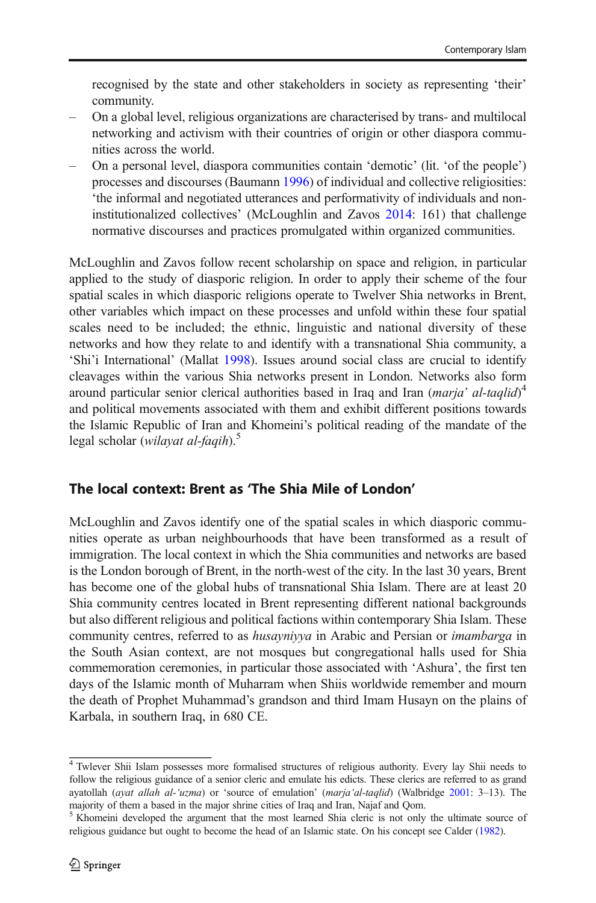recognised by the state and other stakeholders in society as representing 'their' community.

- On a global level, religious organizations are characterised by trans- and multilocal networking and activism with their countries of origin or other diaspora communities across the world.
- On a personal level, diaspora communities contain 'demotic' (lit. 'of the people') processes and discourses (Baumann 1996) of individual and collective religiosities: 'the informal and negotiated utterances and performativity of individuals and non-institutionalized collectives' (McLoughlin and Zavos 2014: 161) that challenge normative discourses and practices promulgated within organized communities.

McLoughlin and Zavos follow recent scholarship on space and religion, in particular applied to the study of diasporic religion. In order to apply their scheme of the four spatial scales in which diasporic religions operate to Twelver Shia networks in Brent, other variables which impact on these processes and unfold within these four spatial scales need to be included; the ethnic, linguistic and national diversity of these networks and how they relate to and identify with a transnational Shia community, a 'Shi'i International' (Mallat 1998). Issues around social class are crucial to identify cleavages within the various Shia networks present in London. Networks also form around particular senior clerical authorities based in Iraq and Iran (*marja' al-taqlid*)[4] and political movements associated with them and exhibit different positions towards the Islamic Republic of Iran and Khomeini's political reading of the mandate of the legal scholar (*wilayat al-faqih*).[5]

## The local context: Brent as 'The Shia Mile of London'

McLoughlin and Zavos identify one of the spatial scales in which diasporic communities operate as urban neighbourhoods that have been transformed as a result of immigration. The local context in which the Shia communities and networks are based is the London borough of Brent, in the north-west of the city. In the last 30 years, Brent has become one of the global hubs of transnational Shia Islam. There are at least 20 Shia community centres located in Brent representing different national backgrounds but also different religious and political factions within contemporary Shia Islam. These community centres, referred to as *husayniyya* in Arabic and Persian or *imambarga* in the South Asian context, are not mosques but congregational halls used for Shia commemoration ceremonies, in particular those associated with 'Ashura', the first ten days of the Islamic month of Muharram when Shiis worldwide remember and mourn the death of Prophet Muhammad's grandson and third Imam Husayn on the plains of Karbala, in southern Iraq, in 680 CE.

---

[4] Twelver Shii Islam possesses more formalised structures of religious authority. Every lay Shii needs to follow the religious guidance of a senior cleric and emulate his edicts. These clerics are referred to as grand ayatollah (*ayat allah al-'uzma*) or 'source of emulation' (*marja'al-taqlid*) (Walbridge 2001: 3–13). The majority of them a based in the major shrine cities of Iraq and Iran, Najaf and Qom.

[5] Khomeini developed the argument that the most learned Shia cleric is not only the ultimate source of religious guidance but ought to become the head of an Islamic state. On his concept see Calder (1982).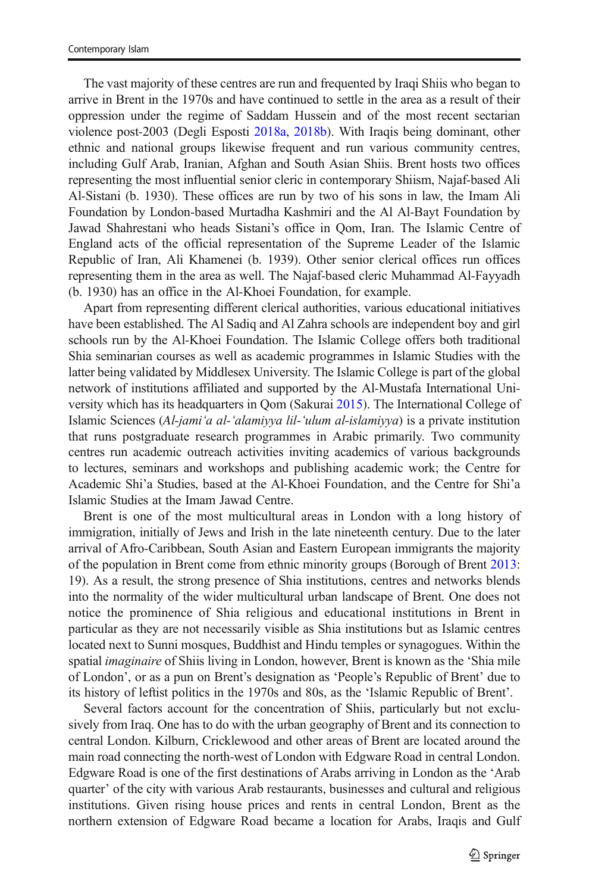The vast majority of these centres are run and frequented by Iraqi Shiis who began to arrive in Brent in the 1970s and have continued to settle in the area as a result of their oppression under the regime of Saddam Hussein and of the most recent sectarian violence post-2003 (Degli Esposti 2018a, 2018b). With Iraqis being dominant, other ethnic and national groups likewise frequent and run various community centres, including Gulf Arab, Iranian, Afghan and South Asian Shiis. Brent hosts two offices representing the most influential senior cleric in contemporary Shiism, Najaf-based Ali Al-Sistani (b. 1930). These offices are run by two of his sons in law, the Imam Ali Foundation by London-based Murtadha Kashmiri and the Al Al-Bayt Foundation by Jawad Shahrestani who heads Sistani's office in Qom, Iran. The Islamic Centre of England acts of the official representation of the Supreme Leader of the Islamic Republic of Iran, Ali Khamenei (b. 1939). Other senior clerical offices run offices representing them in the area as well. The Najaf-based cleric Muhammad Al-Fayyadh (b. 1930) has an office in the Al-Khoei Foundation, for example.

Apart from representing different clerical authorities, various educational initiatives have been established. The Al Sadiq and Al Zahra schools are independent boy and girl schools run by the Al-Khoei Foundation. The Islamic College offers both traditional Shia seminarian courses as well as academic programmes in Islamic Studies with the latter being validated by Middlesex University. The Islamic College is part of the global network of institutions affiliated and supported by the Al-Mustafa International University which has its headquarters in Qom (Sakurai 2015). The International College of Islamic Sciences (*Al-jami'a al-'alamiyya lil-'ulum al-islamiyya*) is a private institution that runs postgraduate research programmes in Arabic primarily. Two community centres run academic outreach activities inviting academics of various backgrounds to lectures, seminars and workshops and publishing academic work; the Centre for Academic Shi'a Studies, based at the Al-Khoei Foundation, and the Centre for Shi'a Islamic Studies at the Imam Jawad Centre.

Brent is one of the most multicultural areas in London with a long history of immigration, initially of Jews and Irish in the late nineteenth century. Due to the later arrival of Afro-Caribbean, South Asian and Eastern European immigrants the majority of the population in Brent come from ethnic minority groups (Borough of Brent 2013: 19). As a result, the strong presence of Shia institutions, centres and networks blends into the normality of the wider multicultural urban landscape of Brent. One does not notice the prominence of Shia religious and educational institutions in Brent in particular as they are not necessarily visible as Shia institutions but as Islamic centres located next to Sunni mosques, Buddhist and Hindu temples or synagogues. Within the spatial *imaginaire* of Shiis living in London, however, Brent is known as the 'Shia mile of London', or as a pun on Brent's designation as 'People's Republic of Brent' due to its history of leftist politics in the 1970s and 80s, as the 'Islamic Republic of Brent'.

Several factors account for the concentration of Shiis, particularly but not exclusively from Iraq. One has to do with the urban geography of Brent and its connection to central London. Kilburn, Cricklewood and other areas of Brent are located around the main road connecting the north-west of London with Edgware Road in central London. Edgware Road is one of the first destinations of Arabs arriving in London as the 'Arab quarter' of the city with various Arab restaurants, businesses and cultural and religious institutions. Given rising house prices and rents in central London, Brent as the northern extension of Edgware Road became a location for Arabs, Iraqis and Gulf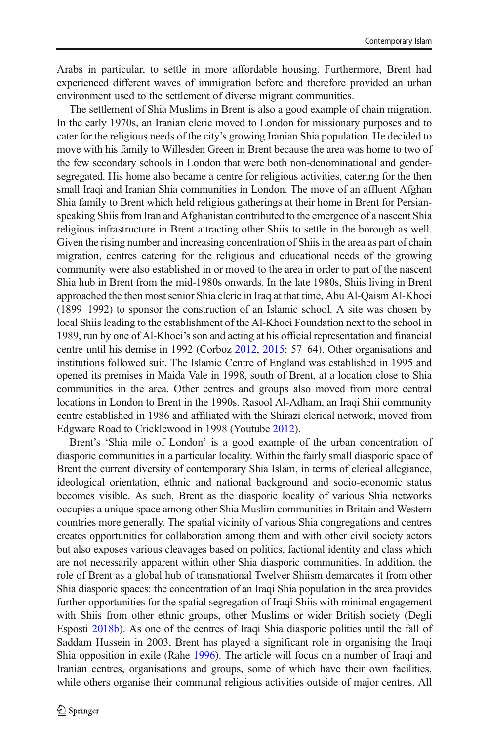Arabs in particular, to settle in more affordable housing. Furthermore, Brent had experienced different waves of immigration before and therefore provided an urban environment used to the settlement of diverse migrant communities.

The settlement of Shia Muslims in Brent is also a good example of chain migration. In the early 1970s, an Iranian cleric moved to London for missionary purposes and to cater for the religious needs of the city's growing Iranian Shia population. He decided to move with his family to Willesden Green in Brent because the area was home to two of the few secondary schools in London that were both non-denominational and gender-segregated. His home also became a centre for religious activities, catering for the then small Iraqi and Iranian Shia communities in London. The move of an affluent Afghan Shia family to Brent which held religious gatherings at their home in Brent for Persian-speaking Shiis from Iran and Afghanistan contributed to the emergence of a nascent Shia religious infrastructure in Brent attracting other Shiis to settle in the borough as well. Given the rising number and increasing concentration of Shiis in the area as part of chain migration, centres catering for the religious and educational needs of the growing community were also established in or moved to the area in order to part of the nascent Shia hub in Brent from the mid-1980s onwards. In the late 1980s, Shiis living in Brent approached the then most senior Shia cleric in Iraq at that time, Abu Al-Qaism Al-Khoei (1899–1992) to sponsor the construction of an Islamic school. A site was chosen by local Shiis leading to the establishment of the Al-Khoei Foundation next to the school in 1989, run by one of Al-Khoei's son and acting at his official representation and financial centre until his demise in 1992 (Corboz 2012, 2015: 57–64). Other organisations and institutions followed suit. The Islamic Centre of England was established in 1995 and opened its premises in Maida Vale in 1998, south of Brent, at a location close to Shia communities in the area. Other centres and groups also moved from more central locations in London to Brent in the 1990s. Rasool Al-Adham, an Iraqi Shii community centre established in 1986 and affiliated with the Shirazi clerical network, moved from Edgware Road to Cricklewood in 1998 (Youtube 2012).

Brent's 'Shia mile of London' is a good example of the urban concentration of diasporic communities in a particular locality. Within the fairly small diasporic space of Brent the current diversity of contemporary Shia Islam, in terms of clerical allegiance, ideological orientation, ethnic and national background and socio-economic status becomes visible. As such, Brent as the diasporic locality of various Shia networks occupies a unique space among other Shia Muslim communities in Britain and Western countries more generally. The spatial vicinity of various Shia congregations and centres creates opportunities for collaboration among them and with other civil society actors but also exposes various cleavages based on politics, factional identity and class which are not necessarily apparent within other Shia diasporic communities. In addition, the role of Brent as a global hub of transnational Twelver Shiism demarcates it from other Shia diasporic spaces: the concentration of an Iraqi Shia population in the area provides further opportunities for the spatial segregation of Iraqi Shiis with minimal engagement with Shiis from other ethnic groups, other Muslims or wider British society (Degli Esposti 2018b). As one of the centres of Iraqi Shia diasporic politics until the fall of Saddam Hussein in 2003, Brent has played a significant role in organising the Iraqi Shia opposition in exile (Rahe 1996). The article will focus on a number of Iraqi and Iranian centres, organisations and groups, some of which have their own facilities, while others organise their communal religious activities outside of major centres. All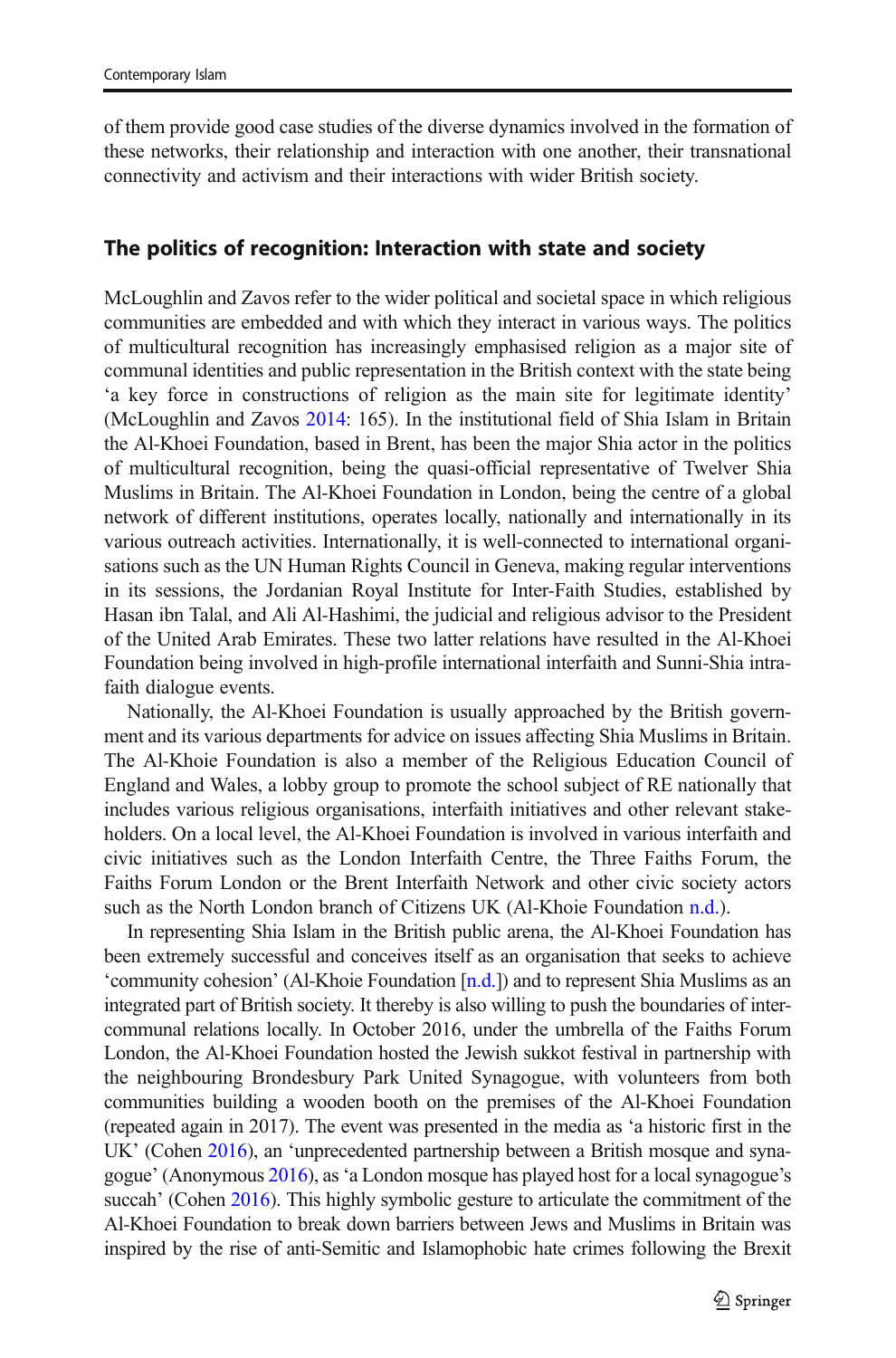of them provide good case studies of the diverse dynamics involved in the formation of these networks, their relationship and interaction with one another, their transnational connectivity and activism and their interactions with wider British society.

## The politics of recognition: Interaction with state and society

McLoughlin and Zavos refer to the wider political and societal space in which religious communities are embedded and with which they interact in various ways. The politics of multicultural recognition has increasingly emphasised religion as a major site of communal identities and public representation in the British context with the state being 'a key force in constructions of religion as the main site for legitimate identity' (McLoughlin and Zavos 2014: 165). In the institutional field of Shia Islam in Britain the Al-Khoei Foundation, based in Brent, has been the major Shia actor in the politics of multicultural recognition, being the quasi-official representative of Twelver Shia Muslims in Britain. The Al-Khoei Foundation in London, being the centre of a global network of different institutions, operates locally, nationally and internationally in its various outreach activities. Internationally, it is well-connected to international organisations such as the UN Human Rights Council in Geneva, making regular interventions in its sessions, the Jordanian Royal Institute for Inter-Faith Studies, established by Hasan ibn Talal, and Ali Al-Hashimi, the judicial and religious advisor to the President of the United Arab Emirates. These two latter relations have resulted in the Al-Khoei Foundation being involved in high-profile international interfaith and Sunni-Shia intra-faith dialogue events.

Nationally, the Al-Khoei Foundation is usually approached by the British government and its various departments for advice on issues affecting Shia Muslims in Britain. The Al-Khoie Foundation is also a member of the Religious Education Council of England and Wales, a lobby group to promote the school subject of RE nationally that includes various religious organisations, interfaith initiatives and other relevant stakeholders. On a local level, the Al-Khoei Foundation is involved in various interfaith and civic initiatives such as the London Interfaith Centre, the Three Faiths Forum, the Faiths Forum London or the Brent Interfaith Network and other civic society actors such as the North London branch of Citizens UK (Al-Khoie Foundation n.d.).

In representing Shia Islam in the British public arena, the Al-Khoei Foundation has been extremely successful and conceives itself as an organisation that seeks to achieve 'community cohesion' (Al-Khoie Foundation [n.d.]) and to represent Shia Muslims as an integrated part of British society. It thereby is also willing to push the boundaries of intercommunal relations locally. In October 2016, under the umbrella of the Faiths Forum London, the Al-Khoei Foundation hosted the Jewish sukkot festival in partnership with the neighbouring Brondesbury Park United Synagogue, with volunteers from both communities building a wooden booth on the premises of the Al-Khoei Foundation (repeated again in 2017). The event was presented in the media as 'a historic first in the UK' (Cohen 2016), an 'unprecedented partnership between a British mosque and synagogue' (Anonymous 2016), as 'a London mosque has played host for a local synagogue's succah' (Cohen 2016). This highly symbolic gesture to articulate the commitment of the Al-Khoei Foundation to break down barriers between Jews and Muslims in Britain was inspired by the rise of anti-Semitic and Islamophobic hate crimes following the Brexit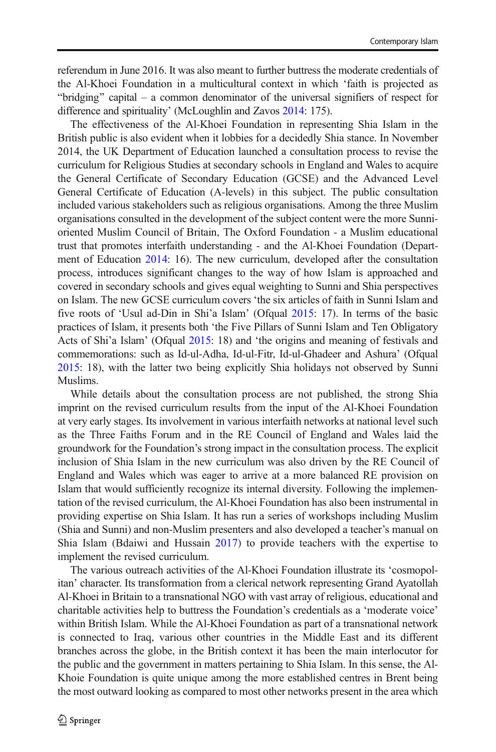referendum in June 2016. It was also meant to further buttress the moderate credentials of the Al-Khoei Foundation in a multicultural context in which 'faith is projected as "bridging" capital – a common denominator of the universal signifiers of respect for difference and spirituality' (McLoughlin and Zavos 2014: 175).

The effectiveness of the Al-Khoei Foundation in representing Shia Islam in the British public is also evident when it lobbies for a decidedly Shia stance. In November 2014, the UK Department of Education launched a consultation process to revise the curriculum for Religious Studies at secondary schools in England and Wales to acquire the General Certificate of Secondary Education (GCSE) and the Advanced Level General Certificate of Education (A-levels) in this subject. The public consultation included various stakeholders such as religious organisations. Among the three Muslim organisations consulted in the development of the subject content were the more Sunni-oriented Muslim Council of Britain, The Oxford Foundation - a Muslim educational trust that promotes interfaith understanding - and the Al-Khoei Foundation (Department of Education 2014: 16). The new curriculum, developed after the consultation process, introduces significant changes to the way of how Islam is approached and covered in secondary schools and gives equal weighting to Sunni and Shia perspectives on Islam. The new GCSE curriculum covers 'the six articles of faith in Sunni Islam and five roots of 'Usul ad-Din in Shi'a Islam' (Ofqual 2015: 17). In terms of the basic practices of Islam, it presents both 'the Five Pillars of Sunni Islam and Ten Obligatory Acts of Shi'a Islam' (Ofqual 2015: 18) and 'the origins and meaning of festivals and commemorations: such as Id-ul-Adha, Id-ul-Fitr, Id-ul-Ghadeer and Ashura' (Ofqual 2015: 18), with the latter two being explicitly Shia holidays not observed by Sunni Muslims.

While details about the consultation process are not published, the strong Shia imprint on the revised curriculum results from the input of the Al-Khoei Foundation at very early stages. Its involvement in various interfaith networks at national level such as the Three Faiths Forum and in the RE Council of England and Wales laid the groundwork for the Foundation's strong impact in the consultation process. The explicit inclusion of Shia Islam in the new curriculum was also driven by the RE Council of England and Wales which was eager to arrive at a more balanced RE provision on Islam that would sufficiently recognize its internal diversity. Following the implementation of the revised curriculum, the Al-Khoei Foundation has also been instrumental in providing expertise on Shia Islam. It has run a series of workshops including Muslim (Shia and Sunni) and non-Muslim presenters and also developed a teacher's manual on Shia Islam (Bdaiwi and Hussain 2017) to provide teachers with the expertise to implement the revised curriculum.

The various outreach activities of the Al-Khoei Foundation illustrate its 'cosmopolitan' character. Its transformation from a clerical network representing Grand Ayatollah Al-Khoei in Britain to a transnational NGO with vast array of religious, educational and charitable activities help to buttress the Foundation's credentials as a 'moderate voice' within British Islam. While the Al-Khoei Foundation as part of a transnational network is connected to Iraq, various other countries in the Middle East and its different branches across the globe, in the British context it has been the main interlocutor for the public and the government in matters pertaining to Shia Islam. In this sense, the Al-Khoie Foundation is quite unique among the more established centres in Brent being the most outward looking as compared to most other networks present in the area which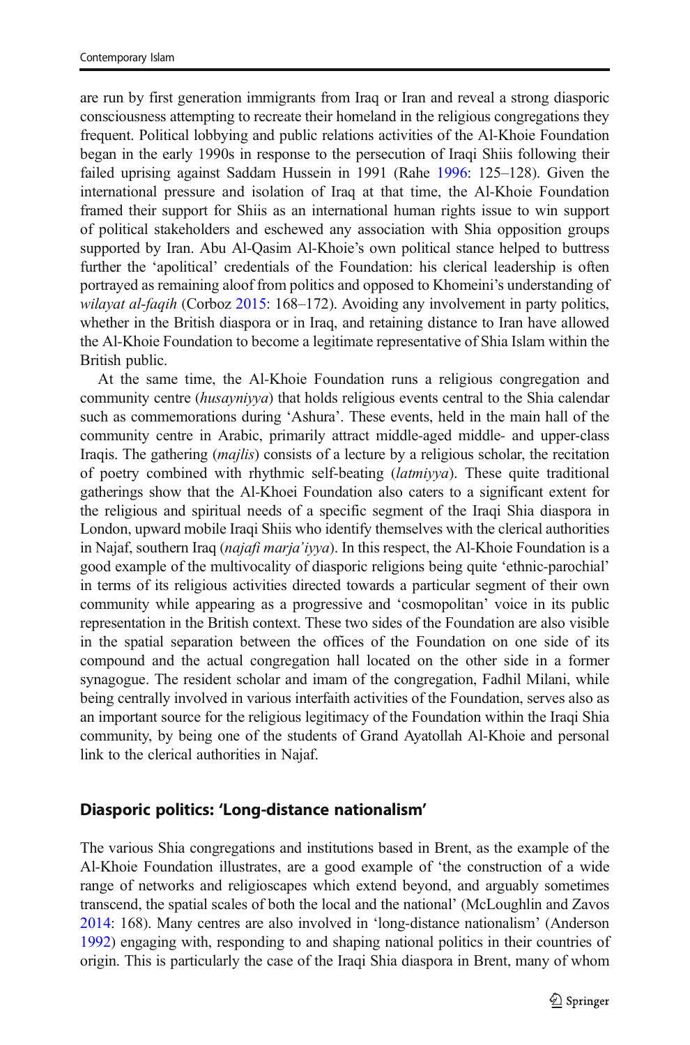are run by first generation immigrants from Iraq or Iran and reveal a strong diasporic consciousness attempting to recreate their homeland in the religious congregations they frequent. Political lobbying and public relations activities of the Al-Khoie Foundation began in the early 1990s in response to the persecution of Iraqi Shiis following their failed uprising against Saddam Hussein in 1991 (Rahe 1996: 125–128). Given the international pressure and isolation of Iraq at that time, the Al-Khoie Foundation framed their support for Shiis as an international human rights issue to win support of political stakeholders and eschewed any association with Shia opposition groups supported by Iran. Abu Al-Qasim Al-Khoie's own political stance helped to buttress further the 'apolitical' credentials of the Foundation: his clerical leadership is often portrayed as remaining aloof from politics and opposed to Khomeini's understanding of *wilayat al-faqih* (Corboz 2015: 168–172). Avoiding any involvement in party politics, whether in the British diaspora or in Iraq, and retaining distance to Iran have allowed the Al-Khoie Foundation to become a legitimate representative of Shia Islam within the British public.

At the same time, the Al-Khoie Foundation runs a religious congregation and community centre (*husayniyya*) that holds religious events central to the Shia calendar such as commemorations during 'Ashura'. These events, held in the main hall of the community centre in Arabic, primarily attract middle-aged middle- and upper-class Iraqis. The gathering (*majlis*) consists of a lecture by a religious scholar, the recitation of poetry combined with rhythmic self-beating (*latmiyya*). These quite traditional gatherings show that the Al-Khoei Foundation also caters to a significant extent for the religious and spiritual needs of a specific segment of the Iraqi Shia diaspora in London, upward mobile Iraqi Shiis who identify themselves with the clerical authorities in Najaf, southern Iraq (*najafi marja'iyya*). In this respect, the Al-Khoie Foundation is a good example of the multivocality of diasporic religions being quite 'ethnic-parochial' in terms of its religious activities directed towards a particular segment of their own community while appearing as a progressive and 'cosmopolitan' voice in its public representation in the British context. These two sides of the Foundation are also visible in the spatial separation between the offices of the Foundation on one side of its compound and the actual congregation hall located on the other side in a former synagogue. The resident scholar and imam of the congregation, Fadhil Milani, while being centrally involved in various interfaith activities of the Foundation, serves also as an important source for the religious legitimacy of the Foundation within the Iraqi Shia community, by being one of the students of Grand Ayatollah Al-Khoie and personal link to the clerical authorities in Najaf.

## Diasporic politics: 'Long-distance nationalism'

The various Shia congregations and institutions based in Brent, as the example of the Al-Khoie Foundation illustrates, are a good example of 'the construction of a wide range of networks and religioscapes which extend beyond, and arguably sometimes transcend, the spatial scales of both the local and the national' (McLoughlin and Zavos 2014: 168). Many centres are also involved in 'long-distance nationalism' (Anderson 1992) engaging with, responding to and shaping national politics in their countries of origin. This is particularly the case of the Iraqi Shia diaspora in Brent, many of whom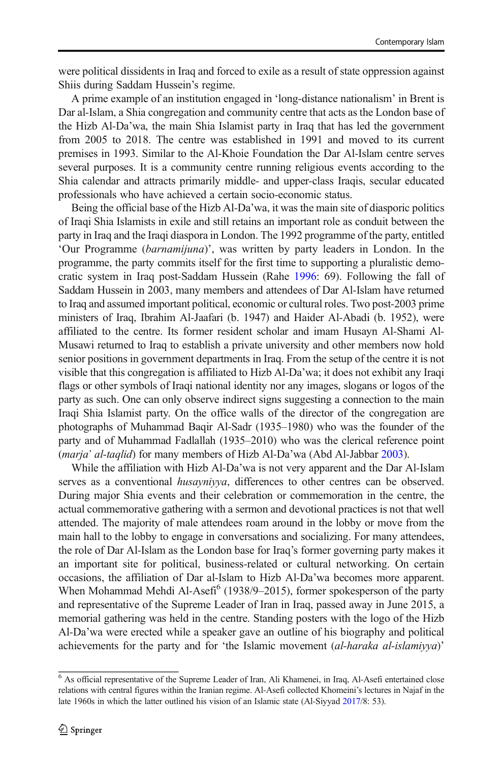were political dissidents in Iraq and forced to exile as a result of state oppression against Shiis during Saddam Hussein's regime.

A prime example of an institution engaged in 'long-distance nationalism' in Brent is Dar al-Islam, a Shia congregation and community centre that acts as the London base of the Hizb Al-Da'wa, the main Shia Islamist party in Iraq that has led the government from 2005 to 2018. The centre was established in 1991 and moved to its current premises in 1993. Similar to the Al-Khoie Foundation the Dar Al-Islam centre serves several purposes. It is a community centre running religious events according to the Shia calendar and attracts primarily middle- and upper-class Iraqis, secular educated professionals who have achieved a certain socio-economic status.

Being the official base of the Hizb Al-Da'wa, it was the main site of diasporic politics of Iraqi Shia Islamists in exile and still retains an important role as conduit between the party in Iraq and the Iraqi diaspora in London. The 1992 programme of the party, entitled 'Our Programme (*barnamijuna*)', was written by party leaders in London. In the programme, the party commits itself for the first time to supporting a pluralistic democratic system in Iraq post-Saddam Hussein (Rahe 1996: 69). Following the fall of Saddam Hussein in 2003, many members and attendees of Dar Al-Islam have returned to Iraq and assumed important political, economic or cultural roles. Two post-2003 prime ministers of Iraq, Ibrahim Al-Jaafari (b. 1947) and Haider Al-Abadi (b. 1952), were affiliated to the centre. Its former resident scholar and imam Husayn Al-Shami Al-Musawi returned to Iraq to establish a private university and other members now hold senior positions in government departments in Iraq. From the setup of the centre it is not visible that this congregation is affiliated to Hizb Al-Da'wa; it does not exhibit any Iraqi flags or other symbols of Iraqi national identity nor any images, slogans or logos of the party as such. One can only observe indirect signs suggesting a connection to the main Iraqi Shia Islamist party. On the office walls of the director of the congregation are photographs of Muhammad Baqir Al-Sadr (1935–1980) who was the founder of the party and of Muhammad Fadlallah (1935–2010) who was the clerical reference point (*marja' al-taqlid*) for many members of Hizb Al-Da'wa (Abd Al-Jabbar 2003).

While the affiliation with Hizb Al-Da'wa is not very apparent and the Dar Al-Islam serves as a conventional *husayniyya*, differences to other centres can be observed. During major Shia events and their celebration or commemoration in the centre, the actual commemorative gathering with a sermon and devotional practices is not that well attended. The majority of male attendees roam around in the lobby or move from the main hall to the lobby to engage in conversations and socializing. For many attendees, the role of Dar Al-Islam as the London base for Iraq's former governing party makes it an important site for political, business-related or cultural networking. On certain occasions, the affiliation of Dar al-Islam to Hizb Al-Da'wa becomes more apparent. When Mohammad Mehdi Al-Asefi[6] (1938/9–2015), former spokesperson of the party and representative of the Supreme Leader of Iran in Iraq, passed away in June 2015, a memorial gathering was held in the centre. Standing posters with the logo of the Hizb Al-Da'wa were erected while a speaker gave an outline of his biography and political achievements for the party and for 'the Islamic movement (*al-haraka al-islamiyya*)'

[6] As official representative of the Supreme Leader of Iran, Ali Khamenei, in Iraq, Al-Asefi entertained close relations with central figures within the Iranian regime. Al-Asefi collected Khomeini's lectures in Najaf in the late 1960s in which the latter outlined his vision of an Islamic state (Al-Siyyad 2017/8: 53).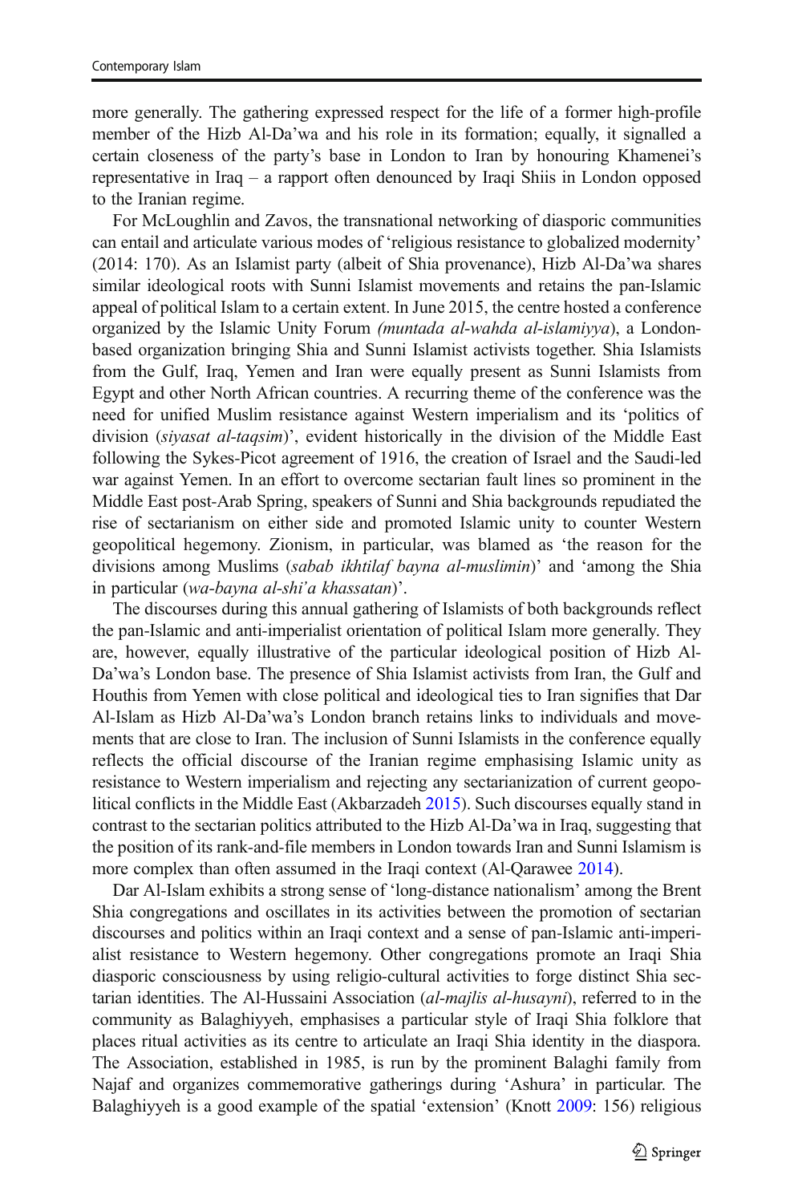more generally. The gathering expressed respect for the life of a former high-profile member of the Hizb Al-Da'wa and his role in its formation; equally, it signalled a certain closeness of the party's base in London to Iran by honouring Khamenei's representative in Iraq – a rapport often denounced by Iraqi Shiis in London opposed to the Iranian regime.

For McLoughlin and Zavos, the transnational networking of diasporic communities can entail and articulate various modes of 'religious resistance to globalized modernity' (2014: 170). As an Islamist party (albeit of Shia provenance), Hizb Al-Da'wa shares similar ideological roots with Sunni Islamist movements and retains the pan-Islamic appeal of political Islam to a certain extent. In June 2015, the centre hosted a conference organized by the Islamic Unity Forum *(muntada al-wahda al-islamiyya)*, a London-based organization bringing Shia and Sunni Islamist activists together. Shia Islamists from the Gulf, Iraq, Yemen and Iran were equally present as Sunni Islamists from Egypt and other North African countries. A recurring theme of the conference was the need for unified Muslim resistance against Western imperialism and its 'politics of division (*siyasat al-taqsim*)', evident historically in the division of the Middle East following the Sykes-Picot agreement of 1916, the creation of Israel and the Saudi-led war against Yemen. In an effort to overcome sectarian fault lines so prominent in the Middle East post-Arab Spring, speakers of Sunni and Shia backgrounds repudiated the rise of sectarianism on either side and promoted Islamic unity to counter Western geopolitical hegemony. Zionism, in particular, was blamed as 'the reason for the divisions among Muslims (*sabab ikhtilaf bayna al-muslimin*)' and 'among the Shia in particular (*wa-bayna al-shi'a khassatan*)'.

The discourses during this annual gathering of Islamists of both backgrounds reflect the pan-Islamic and anti-imperialist orientation of political Islam more generally. They are, however, equally illustrative of the particular ideological position of Hizb Al-Da'wa's London base. The presence of Shia Islamist activists from Iran, the Gulf and Houthis from Yemen with close political and ideological ties to Iran signifies that Dar Al-Islam as Hizb Al-Da'wa's London branch retains links to individuals and movements that are close to Iran. The inclusion of Sunni Islamists in the conference equally reflects the official discourse of the Iranian regime emphasising Islamic unity as resistance to Western imperialism and rejecting any sectarianization of current geopolitical conflicts in the Middle East (Akbarzadeh 2015). Such discourses equally stand in contrast to the sectarian politics attributed to the Hizb Al-Da'wa in Iraq, suggesting that the position of its rank-and-file members in London towards Iran and Sunni Islamism is more complex than often assumed in the Iraqi context (Al-Qarawee 2014).

Dar Al-Islam exhibits a strong sense of 'long-distance nationalism' among the Brent Shia congregations and oscillates in its activities between the promotion of sectarian discourses and politics within an Iraqi context and a sense of pan-Islamic anti-imperialist resistance to Western hegemony. Other congregations promote an Iraqi Shia diasporic consciousness by using religio-cultural activities to forge distinct Shia sectarian identities. The Al-Hussaini Association (*al-majlis al-husayni*), referred to in the community as Balaghiyyeh, emphasises a particular style of Iraqi Shia folklore that places ritual activities as its centre to articulate an Iraqi Shia identity in the diaspora. The Association, established in 1985, is run by the prominent Balaghi family from Najaf and organizes commemorative gatherings during 'Ashura' in particular. The Balaghiyyeh is a good example of the spatial 'extension' (Knott 2009: 156) religious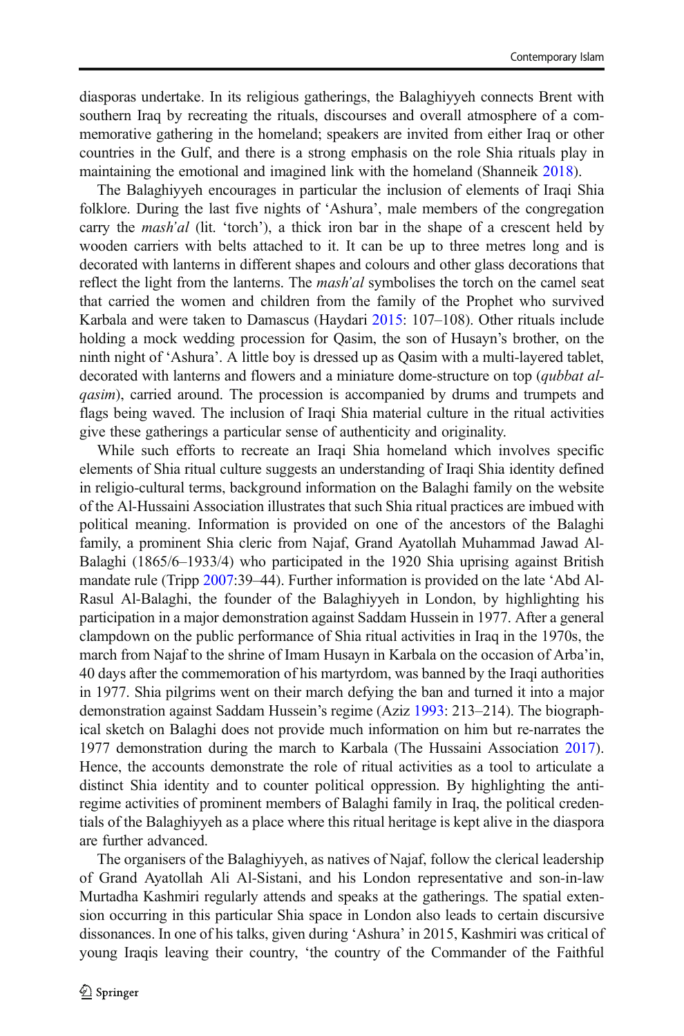diasporas undertake. In its religious gatherings, the Balaghiyyeh connects Brent with southern Iraq by recreating the rituals, discourses and overall atmosphere of a commemorative gathering in the homeland; speakers are invited from either Iraq or other countries in the Gulf, and there is a strong emphasis on the role Shia rituals play in maintaining the emotional and imagined link with the homeland (Shanneik 2018).

The Balaghiyyeh encourages in particular the inclusion of elements of Iraqi Shia folklore. During the last five nights of ʻAshura', male members of the congregation carry the *mash'al* (lit. 'torch'), a thick iron bar in the shape of a crescent held by wooden carriers with belts attached to it. It can be up to three metres long and is decorated with lanterns in different shapes and colours and other glass decorations that reflect the light from the lanterns. The *mash'al* symbolises the torch on the camel seat that carried the women and children from the family of the Prophet who survived Karbala and were taken to Damascus (Haydari 2015: 107–108). Other rituals include holding a mock wedding procession for Qasim, the son of Husayn's brother, on the ninth night of ʻAshura'. A little boy is dressed up as Qasim with a multi-layered tablet, decorated with lanterns and flowers and a miniature dome-structure on top (*qubbat al-qasim*), carried around. The procession is accompanied by drums and trumpets and flags being waved. The inclusion of Iraqi Shia material culture in the ritual activities give these gatherings a particular sense of authenticity and originality.

While such efforts to recreate an Iraqi Shia homeland which involves specific elements of Shia ritual culture suggests an understanding of Iraqi Shia identity defined in religio-cultural terms, background information on the Balaghi family on the website of the Al-Hussaini Association illustrates that such Shia ritual practices are imbued with political meaning. Information is provided on one of the ancestors of the Balaghi family, a prominent Shia cleric from Najaf, Grand Ayatollah Muhammad Jawad Al-Balaghi (1865/6–1933/4) who participated in the 1920 Shia uprising against British mandate rule (Tripp 2007:39–44). Further information is provided on the late ʻAbd Al-Rasul Al-Balaghi, the founder of the Balaghiyyeh in London, by highlighting his participation in a major demonstration against Saddam Hussein in 1977. After a general clampdown on the public performance of Shia ritual activities in Iraq in the 1970s, the march from Najaf to the shrine of Imam Husayn in Karbala on the occasion of Arba'in, 40 days after the commemoration of his martyrdom, was banned by the Iraqi authorities in 1977. Shia pilgrims went on their march defying the ban and turned it into a major demonstration against Saddam Hussein's regime (Aziz 1993: 213–214). The biographical sketch on Balaghi does not provide much information on him but re-narrates the 1977 demonstration during the march to Karbala (The Hussaini Association 2017). Hence, the accounts demonstrate the role of ritual activities as a tool to articulate a distinct Shia identity and to counter political oppression. By highlighting the anti-regime activities of prominent members of Balaghi family in Iraq, the political credentials of the Balaghiyyeh as a place where this ritual heritage is kept alive in the diaspora are further advanced.

The organisers of the Balaghiyyeh, as natives of Najaf, follow the clerical leadership of Grand Ayatollah Ali Al-Sistani, and his London representative and son-in-law Murtadha Kashmiri regularly attends and speaks at the gatherings. The spatial extension occurring in this particular Shia space in London also leads to certain discursive dissonances. In one of his talks, given during ʻAshura' in 2015, Kashmiri was critical of young Iraqis leaving their country, 'the country of the Commander of the Faithful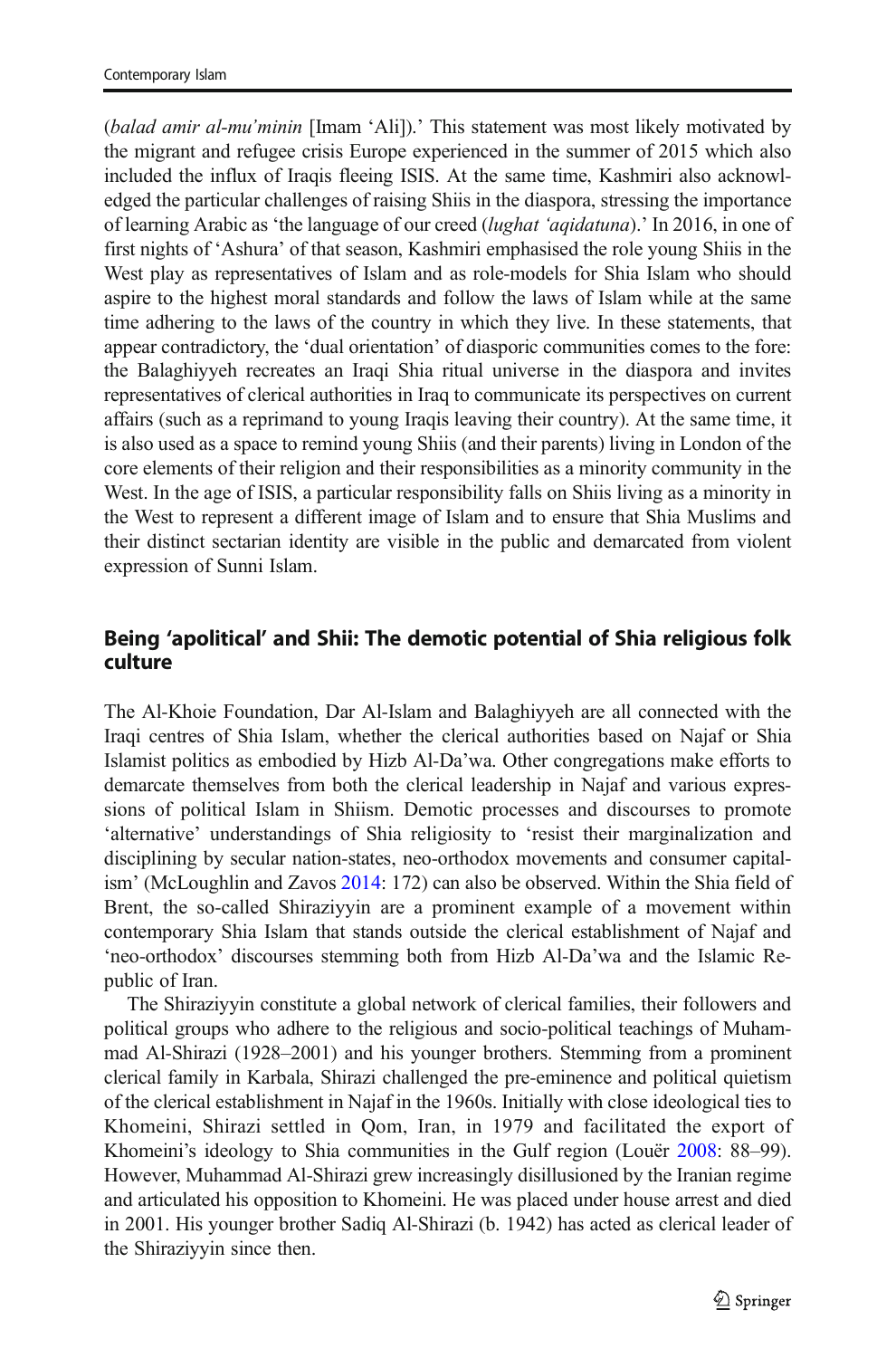(*balad amir al-mu'minin* [Imam 'Ali]).' This statement was most likely motivated by the migrant and refugee crisis Europe experienced in the summer of 2015 which also included the influx of Iraqis fleeing ISIS. At the same time, Kashmiri also acknowledged the particular challenges of raising Shiis in the diaspora, stressing the importance of learning Arabic as 'the language of our creed (*lughat 'aqidatuna*).' In 2016, in one of first nights of 'Ashura' of that season, Kashmiri emphasised the role young Shiis in the West play as representatives of Islam and as role-models for Shia Islam who should aspire to the highest moral standards and follow the laws of Islam while at the same time adhering to the laws of the country in which they live. In these statements, that appear contradictory, the 'dual orientation' of diasporic communities comes to the fore: the Balaghiyyeh recreates an Iraqi Shia ritual universe in the diaspora and invites representatives of clerical authorities in Iraq to communicate its perspectives on current affairs (such as a reprimand to young Iraqis leaving their country). At the same time, it is also used as a space to remind young Shiis (and their parents) living in London of the core elements of their religion and their responsibilities as a minority community in the West. In the age of ISIS, a particular responsibility falls on Shiis living as a minority in the West to represent a different image of Islam and to ensure that Shia Muslims and their distinct sectarian identity are visible in the public and demarcated from violent expression of Sunni Islam.

## Being 'apolitical' and Shii: The demotic potential of Shia religious folk culture

The Al-Khoie Foundation, Dar Al-Islam and Balaghiyyeh are all connected with the Iraqi centres of Shia Islam, whether the clerical authorities based on Najaf or Shia Islamist politics as embodied by Hizb Al-Da'wa. Other congregations make efforts to demarcate themselves from both the clerical leadership in Najaf and various expressions of political Islam in Shiism. Demotic processes and discourses to promote 'alternative' understandings of Shia religiosity to 'resist their marginalization and disciplining by secular nation-states, neo-orthodox movements and consumer capitalism' (McLoughlin and Zavos 2014: 172) can also be observed. Within the Shia field of Brent, the so-called Shiraziyyin are a prominent example of a movement within contemporary Shia Islam that stands outside the clerical establishment of Najaf and 'neo-orthodox' discourses stemming both from Hizb Al-Da'wa and the Islamic Republic of Iran.

The Shiraziyyin constitute a global network of clerical families, their followers and political groups who adhere to the religious and socio-political teachings of Muhammad Al-Shirazi (1928–2001) and his younger brothers. Stemming from a prominent clerical family in Karbala, Shirazi challenged the pre-eminence and political quietism of the clerical establishment in Najaf in the 1960s. Initially with close ideological ties to Khomeini, Shirazi settled in Qom, Iran, in 1979 and facilitated the export of Khomeini's ideology to Shia communities in the Gulf region (Louër 2008: 88–99). However, Muhammad Al-Shirazi grew increasingly disillusioned by the Iranian regime and articulated his opposition to Khomeini. He was placed under house arrest and died in 2001. His younger brother Sadiq Al-Shirazi (b. 1942) has acted as clerical leader of the Shiraziyyin since then.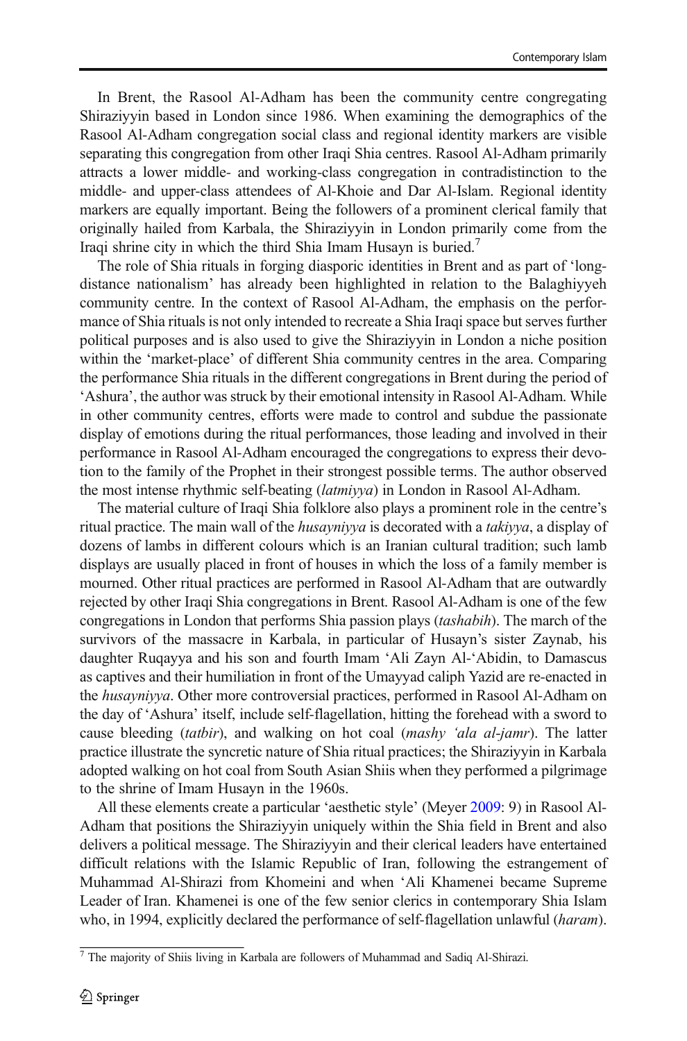In Brent, the Rasool Al-Adham has been the community centre congregating Shiraziyyin based in London since 1986. When examining the demographics of the Rasool Al-Adham congregation social class and regional identity markers are visible separating this congregation from other Iraqi Shia centres. Rasool Al-Adham primarily attracts a lower middle- and working-class congregation in contradistinction to the middle- and upper-class attendees of Al-Khoie and Dar Al-Islam. Regional identity markers are equally important. Being the followers of a prominent clerical family that originally hailed from Karbala, the Shiraziyyin in London primarily come from the Iraqi shrine city in which the third Shia Imam Husayn is buried.[7]

The role of Shia rituals in forging diasporic identities in Brent and as part of 'long-distance nationalism' has already been highlighted in relation to the Balaghiyyeh community centre. In the context of Rasool Al-Adham, the emphasis on the performance of Shia rituals is not only intended to recreate a Shia Iraqi space but serves further political purposes and is also used to give the Shiraziyyin in London a niche position within the 'market-place' of different Shia community centres in the area. Comparing the performance Shia rituals in the different congregations in Brent during the period of 'Ashura', the author was struck by their emotional intensity in Rasool Al-Adham. While in other community centres, efforts were made to control and subdue the passionate display of emotions during the ritual performances, those leading and involved in their performance in Rasool Al-Adham encouraged the congregations to express their devotion to the family of the Prophet in their strongest possible terms. The author observed the most intense rhythmic self-beating (*latmiyya*) in London in Rasool Al-Adham.

The material culture of Iraqi Shia folklore also plays a prominent role in the centre's ritual practice. The main wall of the *husayniyya* is decorated with a *takiyya*, a display of dozens of lambs in different colours which is an Iranian cultural tradition; such lamb displays are usually placed in front of houses in which the loss of a family member is mourned. Other ritual practices are performed in Rasool Al-Adham that are outwardly rejected by other Iraqi Shia congregations in Brent. Rasool Al-Adham is one of the few congregations in London that performs Shia passion plays (*tashabih*). The march of the survivors of the massacre in Karbala, in particular of Husayn's sister Zaynab, his daughter Ruqayya and his son and fourth Imam 'Ali Zayn Al-'Abidin, to Damascus as captives and their humiliation in front of the Umayyad caliph Yazid are re-enacted in the *husayniyya*. Other more controversial practices, performed in Rasool Al-Adham on the day of 'Ashura' itself, include self-flagellation, hitting the forehead with a sword to cause bleeding (*tatbir*), and walking on hot coal (*mashy 'ala al-jamr*). The latter practice illustrate the syncretic nature of Shia ritual practices; the Shiraziyyin in Karbala adopted walking on hot coal from South Asian Shiis when they performed a pilgrimage to the shrine of Imam Husayn in the 1960s.

All these elements create a particular 'aesthetic style' (Meyer 2009: 9) in Rasool Al-Adham that positions the Shiraziyyin uniquely within the Shia field in Brent and also delivers a political message. The Shiraziyyin and their clerical leaders have entertained difficult relations with the Islamic Republic of Iran, following the estrangement of Muhammad Al-Shirazi from Khomeini and when 'Ali Khamenei became Supreme Leader of Iran. Khamenei is one of the few senior clerics in contemporary Shia Islam who, in 1994, explicitly declared the performance of self-flagellation unlawful (*haram*).

[7] The majority of Shiis living in Karbala are followers of Muhammad and Sadiq Al-Shirazi.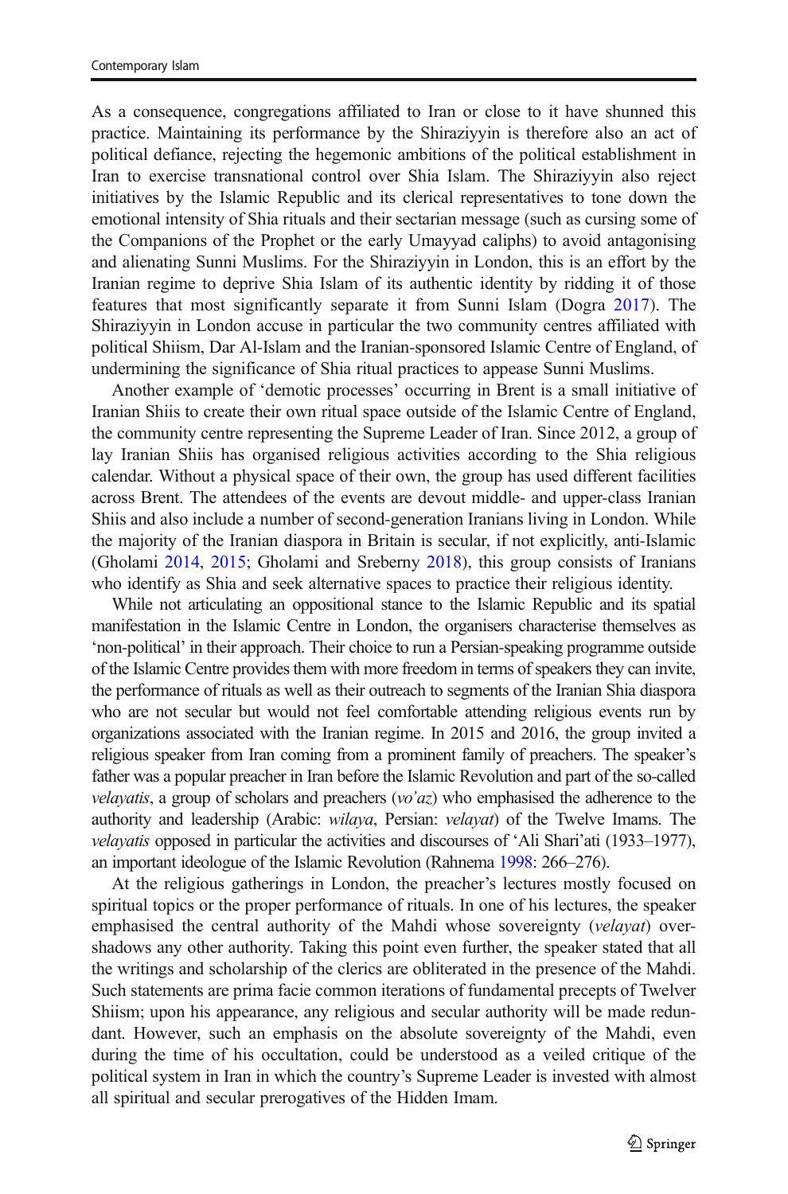As a consequence, congregations affiliated to Iran or close to it have shunned this practice. Maintaining its performance by the Shiraziyyin is therefore also an act of political defiance, rejecting the hegemonic ambitions of the political establishment in Iran to exercise transnational control over Shia Islam. The Shiraziyyin also reject initiatives by the Islamic Republic and its clerical representatives to tone down the emotional intensity of Shia rituals and their sectarian message (such as cursing some of the Companions of the Prophet or the early Umayyad caliphs) to avoid antagonising and alienating Sunni Muslims. For the Shiraziyyin in London, this is an effort by the Iranian regime to deprive Shia Islam of its authentic identity by ridding it of those features that most significantly separate it from Sunni Islam (Dogra 2017). The Shiraziyyin in London accuse in particular the two community centres affiliated with political Shiism, Dar Al-Islam and the Iranian-sponsored Islamic Centre of England, of undermining the significance of Shia ritual practices to appease Sunni Muslims.

Another example of 'demotic processes' occurring in Brent is a small initiative of Iranian Shiis to create their own ritual space outside of the Islamic Centre of England, the community centre representing the Supreme Leader of Iran. Since 2012, a group of lay Iranian Shiis has organised religious activities according to the Shia religious calendar. Without a physical space of their own, the group has used different facilities across Brent. The attendees of the events are devout middle- and upper-class Iranian Shiis and also include a number of second-generation Iranians living in London. While the majority of the Iranian diaspora in Britain is secular, if not explicitly, anti-Islamic (Gholami 2014, 2015; Gholami and Sreberny 2018), this group consists of Iranians who identify as Shia and seek alternative spaces to practice their religious identity.

While not articulating an oppositional stance to the Islamic Republic and its spatial manifestation in the Islamic Centre in London, the organisers characterise themselves as 'non-political' in their approach. Their choice to run a Persian-speaking programme outside of the Islamic Centre provides them with more freedom in terms of speakers they can invite, the performance of rituals as well as their outreach to segments of the Iranian Shia diaspora who are not secular but would not feel comfortable attending religious events run by organizations associated with the Iranian regime. In 2015 and 2016, the group invited a religious speaker from Iran coming from a prominent family of preachers. The speaker's father was a popular preacher in Iran before the Islamic Revolution and part of the so-called *velayatis*, a group of scholars and preachers (*vo'az*) who emphasised the adherence to the authority and leadership (Arabic: *wilaya*, Persian: *velayat*) of the Twelve Imams. The *velayatis* opposed in particular the activities and discourses of 'Ali Shari'ati (1933–1977), an important ideologue of the Islamic Revolution (Rahnema 1998: 266–276).

At the religious gatherings in London, the preacher's lectures mostly focused on spiritual topics or the proper performance of rituals. In one of his lectures, the speaker emphasised the central authority of the Mahdi whose sovereignty (*velayat*) overshadows any other authority. Taking this point even further, the speaker stated that all the writings and scholarship of the clerics are obliterated in the presence of the Mahdi. Such statements are prima facie common iterations of fundamental precepts of Twelver Shiism; upon his appearance, any religious and secular authority will be made redundant. However, such an emphasis on the absolute sovereignty of the Mahdi, even during the time of his occultation, could be understood as a veiled critique of the political system in Iran in which the country's Supreme Leader is invested with almost all spiritual and secular prerogatives of the Hidden Imam.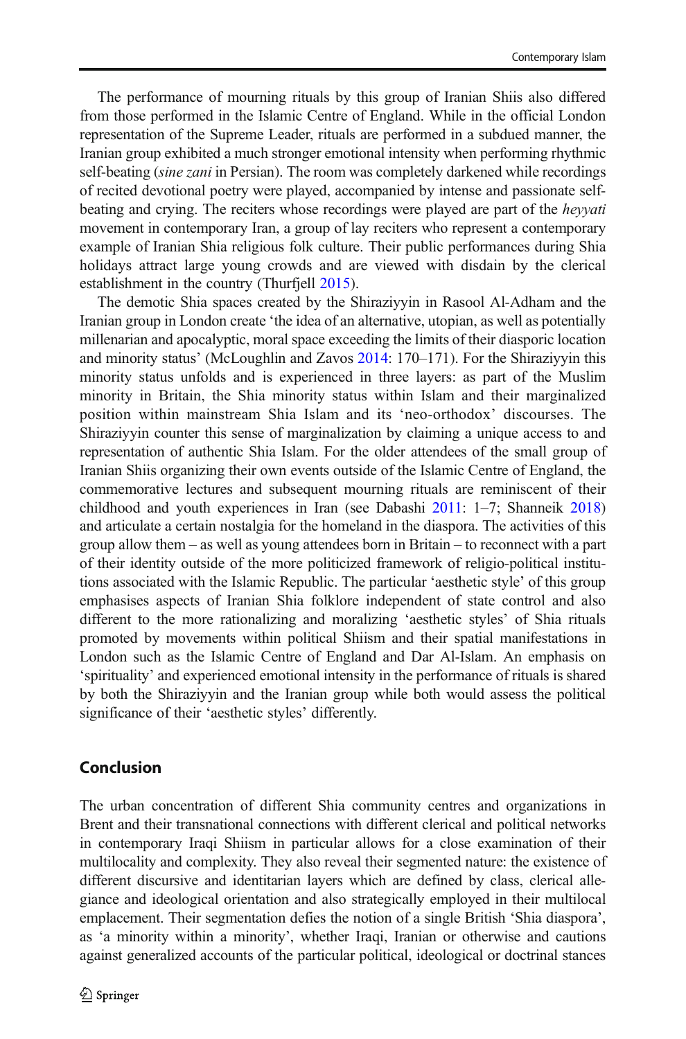The performance of mourning rituals by this group of Iranian Shiis also differed from those performed in the Islamic Centre of England. While in the official London representation of the Supreme Leader, rituals are performed in a subdued manner, the Iranian group exhibited a much stronger emotional intensity when performing rhythmic self-beating (*sine zani* in Persian). The room was completely darkened while recordings of recited devotional poetry were played, accompanied by intense and passionate self-beating and crying. The reciters whose recordings were played are part of the *heyyati* movement in contemporary Iran, a group of lay reciters who represent a contemporary example of Iranian Shia religious folk culture. Their public performances during Shia holidays attract large young crowds and are viewed with disdain by the clerical establishment in the country (Thurfjell 2015).

The demotic Shia spaces created by the Shiraziyyin in Rasool Al-Adham and the Iranian group in London create 'the idea of an alternative, utopian, as well as potentially millenarian and apocalyptic, moral space exceeding the limits of their diasporic location and minority status' (McLoughlin and Zavos 2014: 170–171). For the Shiraziyyin this minority status unfolds and is experienced in three layers: as part of the Muslim minority in Britain, the Shia minority status within Islam and their marginalized position within mainstream Shia Islam and its 'neo-orthodox' discourses. The Shiraziyyin counter this sense of marginalization by claiming a unique access to and representation of authentic Shia Islam. For the older attendees of the small group of Iranian Shiis organizing their own events outside of the Islamic Centre of England, the commemorative lectures and subsequent mourning rituals are reminiscent of their childhood and youth experiences in Iran (see Dabashi 2011: 1–7; Shanneik 2018) and articulate a certain nostalgia for the homeland in the diaspora. The activities of this group allow them – as well as young attendees born in Britain – to reconnect with a part of their identity outside of the more politicized framework of religio-political institutions associated with the Islamic Republic. The particular 'aesthetic style' of this group emphasises aspects of Iranian Shia folklore independent of state control and also different to the more rationalizing and moralizing 'aesthetic styles' of Shia rituals promoted by movements within political Shiism and their spatial manifestations in London such as the Islamic Centre of England and Dar Al-Islam. An emphasis on 'spirituality' and experienced emotional intensity in the performance of rituals is shared by both the Shiraziyyin and the Iranian group while both would assess the political significance of their 'aesthetic styles' differently.

## Conclusion

The urban concentration of different Shia community centres and organizations in Brent and their transnational connections with different clerical and political networks in contemporary Iraqi Shiism in particular allows for a close examination of their multilocality and complexity. They also reveal their segmented nature: the existence of different discursive and identitarian layers which are defined by class, clerical allegiance and ideological orientation and also strategically employed in their multilocal emplacement. Their segmentation defies the notion of a single British 'Shia diaspora', as 'a minority within a minority', whether Iraqi, Iranian or otherwise and cautions against generalized accounts of the particular political, ideological or doctrinal stances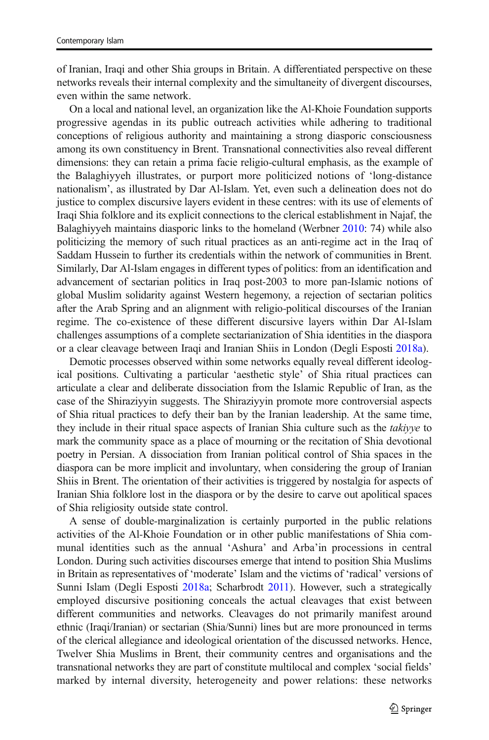of Iranian, Iraqi and other Shia groups in Britain. A differentiated perspective on these networks reveals their internal complexity and the simultaneity of divergent discourses, even within the same network.

On a local and national level, an organization like the Al-Khoie Foundation supports progressive agendas in its public outreach activities while adhering to traditional conceptions of religious authority and maintaining a strong diasporic consciousness among its own constituency in Brent. Transnational connectivities also reveal different dimensions: they can retain a prima facie religio-cultural emphasis, as the example of the Balaghiyyeh illustrates, or purport more politicized notions of 'long-distance nationalism', as illustrated by Dar Al-Islam. Yet, even such a delineation does not do justice to complex discursive layers evident in these centres: with its use of elements of Iraqi Shia folklore and its explicit connections to the clerical establishment in Najaf, the Balaghiyyeh maintains diasporic links to the homeland (Werbner 2010: 74) while also politicizing the memory of such ritual practices as an anti-regime act in the Iraq of Saddam Hussein to further its credentials within the network of communities in Brent. Similarly, Dar Al-Islam engages in different types of politics: from an identification and advancement of sectarian politics in Iraq post-2003 to more pan-Islamic notions of global Muslim solidarity against Western hegemony, a rejection of sectarian politics after the Arab Spring and an alignment with religio-political discourses of the Iranian regime. The co-existence of these different discursive layers within Dar Al-Islam challenges assumptions of a complete sectarianization of Shia identities in the diaspora or a clear cleavage between Iraqi and Iranian Shiis in London (Degli Esposti 2018a).

Demotic processes observed within some networks equally reveal different ideological positions. Cultivating a particular 'aesthetic style' of Shia ritual practices can articulate a clear and deliberate dissociation from the Islamic Republic of Iran, as the case of the Shiraziyyin suggests. The Shiraziyyin promote more controversial aspects of Shia ritual practices to defy their ban by the Iranian leadership. At the same time, they include in their ritual space aspects of Iranian Shia culture such as the *takiyye* to mark the community space as a place of mourning or the recitation of Shia devotional poetry in Persian. A dissociation from Iranian political control of Shia spaces in the diaspora can be more implicit and involuntary, when considering the group of Iranian Shiis in Brent. The orientation of their activities is triggered by nostalgia for aspects of Iranian Shia folklore lost in the diaspora or by the desire to carve out apolitical spaces of Shia religiosity outside state control.

A sense of double-marginalization is certainly purported in the public relations activities of the Al-Khoie Foundation or in other public manifestations of Shia communal identities such as the annual 'Ashura' and Arba'in processions in central London. During such activities discourses emerge that intend to position Shia Muslims in Britain as representatives of 'moderate' Islam and the victims of 'radical' versions of Sunni Islam (Degli Esposti 2018a; Scharbrodt 2011). However, such a strategically employed discursive positioning conceals the actual cleavages that exist between different communities and networks. Cleavages do not primarily manifest around ethnic (Iraqi/Iranian) or sectarian (Shia/Sunni) lines but are more pronounced in terms of the clerical allegiance and ideological orientation of the discussed networks. Hence, Twelver Shia Muslims in Brent, their community centres and organisations and the transnational networks they are part of constitute multilocal and complex 'social fields' marked by internal diversity, heterogeneity and power relations: these networks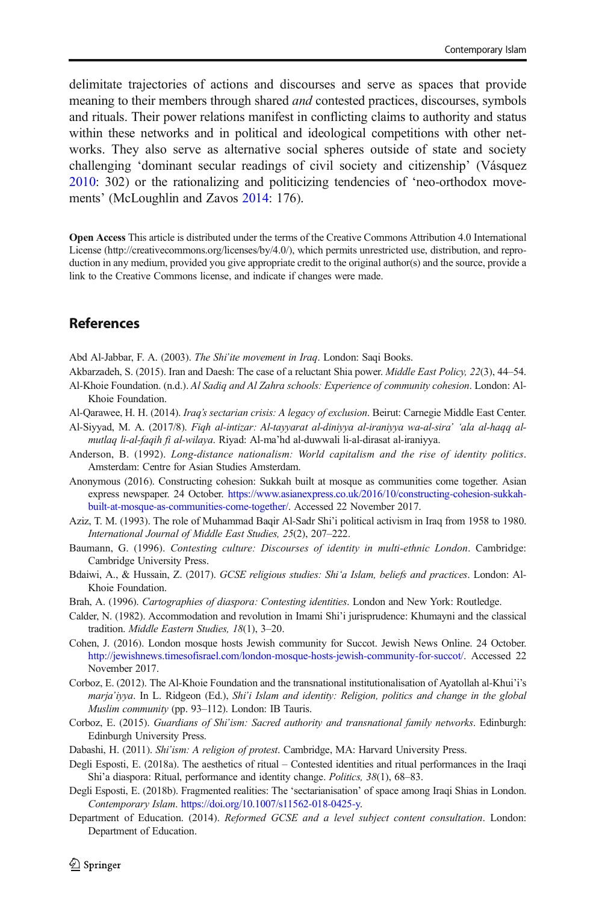delimitate trajectories of actions and discourses and serve as spaces that provide meaning to their members through shared *and* contested practices, discourses, symbols and rituals. Their power relations manifest in conflicting claims to authority and status within these networks and in political and ideological competitions with other networks. They also serve as alternative social spheres outside of state and society challenging 'dominant secular readings of civil society and citizenship' (Vásquez 2010: 302) or the rationalizing and politicizing tendencies of 'neo-orthodox movements' (McLoughlin and Zavos 2014: 176).

**Open Access** This article is distributed under the terms of the Creative Commons Attribution 4.0 International License (http://creativecommons.org/licenses/by/4.0/), which permits unrestricted use, distribution, and reproduction in any medium, provided you give appropriate credit to the original author(s) and the source, provide a link to the Creative Commons license, and indicate if changes were made.

## References

Abd Al-Jabbar, F. A. (2003). *The Shi'ite movement in Iraq*. London: Saqi Books.

Akbarzadeh, S. (2015). Iran and Daesh: The case of a reluctant Shia power. *Middle East Policy, 22*(3), 44–54.

Al-Khoie Foundation. (n.d.). *Al Sadiq and Al Zahra schools: Experience of community cohesion*. London: Al-Khoie Foundation.

Al-Qarawee, H. H. (2014). *Iraq's sectarian crisis: A legacy of exclusion*. Beirut: Carnegie Middle East Center.

Al-Siyyad, M. A. (2017/8). *Fiqh al-intizar: Al-tayyarat al-diniyya al-iraniyya wa-al-sira' 'ala al-haqq al-mutlaq li-al-faqih fi al-wilaya*. Riyad: Al-ma'hd al-duwwali li-al-dirasat al-iraniyya.

Anderson, B. (1992). *Long-distance nationalism: World capitalism and the rise of identity politics*. Amsterdam: Centre for Asian Studies Amsterdam.

Anonymous (2016). Constructing cohesion: Sukkah built at mosque as communities come together. Asian express newspaper. 24 October. https://www.asianexpress.co.uk/2016/10/constructing-cohesion-sukkah-built-at-mosque-as-communities-come-together/. Accessed 22 November 2017.

Aziz, T. M. (1993). The role of Muhammad Baqir Al-Sadr Shi'i political activism in Iraq from 1958 to 1980. *International Journal of Middle East Studies, 25*(2), 207–222.

Baumann, G. (1996). *Contesting culture: Discourses of identity in multi-ethnic London*. Cambridge: Cambridge University Press.

Bdaiwi, A., & Hussain, Z. (2017). *GCSE religious studies: Shi'a Islam, beliefs and practices*. London: Al-Khoie Foundation.

Brah, A. (1996). *Cartographies of diaspora: Contesting identities*. London and New York: Routledge.

Calder, N. (1982). Accommodation and revolution in Imami Shi'i jurisprudence: Khumayni and the classical tradition. *Middle Eastern Studies, 18*(1), 3–20.

Cohen, J. (2016). London mosque hosts Jewish community for Succot. Jewish News Online. 24 October. http://jewishnews.timesofisrael.com/london-mosque-hosts-jewish-community-for-succot/. Accessed 22 November 2017.

Corboz, E. (2012). The Al-Khoie Foundation and the transnational institutionalisation of Ayatollah al-Khui'i's *marja'iyya*. In L. Ridgeon (Ed.), *Shi'i Islam and identity: Religion, politics and change in the global Muslim community* (pp. 93–112). London: IB Tauris.

Corboz, E. (2015). *Guardians of Shi'ism: Sacred authority and transnational family networks*. Edinburgh: Edinburgh University Press.

Dabashi, H. (2011). *Shi'ism: A religion of protest*. Cambridge, MA: Harvard University Press.

Degli Esposti, E. (2018a). The aesthetics of ritual – Contested identities and ritual performances in the Iraqi Shi'a diaspora: Ritual, performance and identity change. *Politics, 38*(1), 68–83.

Degli Esposti, E. (2018b). Fragmented realities: The 'sectarianisation' of space among Iraqi Shias in London. *Contemporary Islam*. https://doi.org/10.1007/s11562-018-0425-y.

Department of Education. (2014). *Reformed GCSE and a level subject content consultation*. London: Department of Education.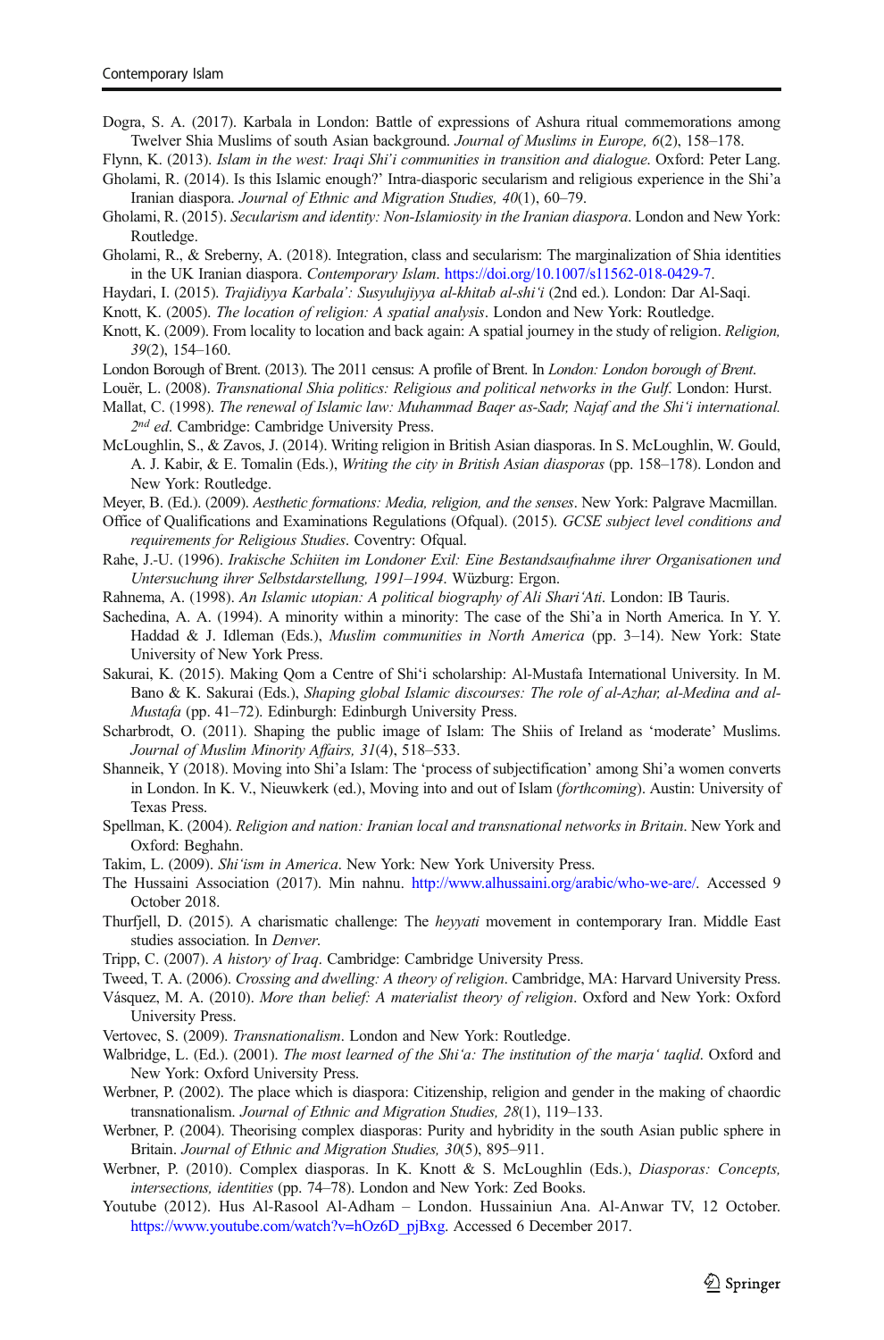Dogra, S. A. (2017). Karbala in London: Battle of expressions of Ashura ritual commemorations among Twelver Shia Muslims of south Asian background. *Journal of Muslims in Europe, 6*(2), 158–178.

Flynn, K. (2013). *Islam in the west: Iraqi Shi'i communities in transition and dialogue*. Oxford: Peter Lang.

Gholami, R. (2014). Is this Islamic enough?' Intra-diasporic secularism and religious experience in the Shi'a Iranian diaspora. *Journal of Ethnic and Migration Studies, 40*(1), 60–79.

Gholami, R. (2015). *Secularism and identity: Non-Islamiosity in the Iranian diaspora*. London and New York: Routledge.

Gholami, R., & Sreberny, A. (2018). Integration, class and secularism: The marginalization of Shia identities in the UK Iranian diaspora. *Contemporary Islam*. https://doi.org/10.1007/s11562-018-0429-7.

Haydari, I. (2015). *Trajidiyya Karbala': Susyulujiyya al-khitab al-shi'i* (2nd ed.). London: Dar Al-Saqi.

Knott, K. (2005). *The location of religion: A spatial analysis*. London and New York: Routledge.

Knott, K. (2009). From locality to location and back again: A spatial journey in the study of religion. *Religion, 39*(2), 154–160.

London Borough of Brent. (2013). The 2011 census: A profile of Brent. In *London: London borough of Brent*.

Louër, L. (2008). *Transnational Shia politics: Religious and political networks in the Gulf*. London: Hurst.

Mallat, C. (1998). *The renewal of Islamic law: Muhammad Baqer as-Sadr, Najaf and the Shi'i international. 2nd ed*. Cambridge: Cambridge University Press.

McLoughlin, S., & Zavos, J. (2014). Writing religion in British Asian diasporas. In S. McLoughlin, W. Gould, A. J. Kabir, & E. Tomalin (Eds.), *Writing the city in British Asian diasporas* (pp. 158–178). London and New York: Routledge.

Meyer, B. (Ed.). (2009). *Aesthetic formations: Media, religion, and the senses*. New York: Palgrave Macmillan.

Office of Qualifications and Examinations Regulations (Ofqual). (2015). *GCSE subject level conditions and requirements for Religious Studies*. Coventry: Ofqual.

Rahe, J.-U. (1996). *Irakische Schiiten im Londoner Exil: Eine Bestandsaufnahme ihrer Organisationen und Untersuchung ihrer Selbstdarstellung, 1991–1994*. Wüzburg: Ergon.

Rahnema, A. (1998). *An Islamic utopian: A political biography of Ali Shari'Ati*. London: IB Tauris.

Sachedina, A. A. (1994). A minority within a minority: The case of the Shi'a in North America. In Y. Y. Haddad & J. Idleman (Eds.), *Muslim communities in North America* (pp. 3–14). New York: State University of New York Press.

Sakurai, K. (2015). Making Qom a Centre of Shi'i scholarship: Al-Mustafa International University. In M. Bano & K. Sakurai (Eds.), *Shaping global Islamic discourses: The role of al-Azhar, al-Medina and al-Mustafa* (pp. 41–72). Edinburgh: Edinburgh University Press.

Scharbrodt, O. (2011). Shaping the public image of Islam: The Shiis of Ireland as 'moderate' Muslims. *Journal of Muslim Minority Affairs, 31*(4), 518–533.

Shanneik, Y (2018). Moving into Shi'a Islam: The 'process of subjectification' among Shi'a women converts in London. In K. V., Nieuwkerk (ed.), Moving into and out of Islam (*forthcoming*). Austin: University of Texas Press.

Spellman, K. (2004). *Religion and nation: Iranian local and transnational networks in Britain*. New York and Oxford: Beghahn.

Takim, L. (2009). *Shi'ism in America*. New York: New York University Press.

The Hussaini Association (2017). Min nahnu. http://www.alhussaini.org/arabic/who-we-are/. Accessed 9 October 2018.

Thurfjell, D. (2015). A charismatic challenge: The *heyyati* movement in contemporary Iran. Middle East studies association. In *Denver*.

Tripp, C. (2007). *A history of Iraq*. Cambridge: Cambridge University Press.

Tweed, T. A. (2006). *Crossing and dwelling: A theory of religion*. Cambridge, MA: Harvard University Press.

Vásquez, M. A. (2010). *More than belief: A materialist theory of religion*. Oxford and New York: Oxford University Press.

Vertovec, S. (2009). *Transnationalism*. London and New York: Routledge.

Walbridge, L. (Ed.). (2001). *The most learned of the Shi'a: The institution of the marja' taqlid*. Oxford and New York: Oxford University Press.

Werbner, P. (2002). The place which is diaspora: Citizenship, religion and gender in the making of chaordic transnationalism. *Journal of Ethnic and Migration Studies, 28*(1), 119–133.

Werbner, P. (2004). Theorising complex diasporas: Purity and hybridity in the south Asian public sphere in Britain. *Journal of Ethnic and Migration Studies, 30*(5), 895–911.

Werbner, P. (2010). Complex diasporas. In K. Knott & S. McLoughlin (Eds.), *Diasporas: Concepts, intersections, identities* (pp. 74–78). London and New York: Zed Books.

Youtube (2012). Hus Al-Rasool Al-Adham – London. Hussainiun Ana. Al-Anwar TV, 12 October. https://www.youtube.com/watch?v=hOz6D_pjBxg. Accessed 6 December 2017.